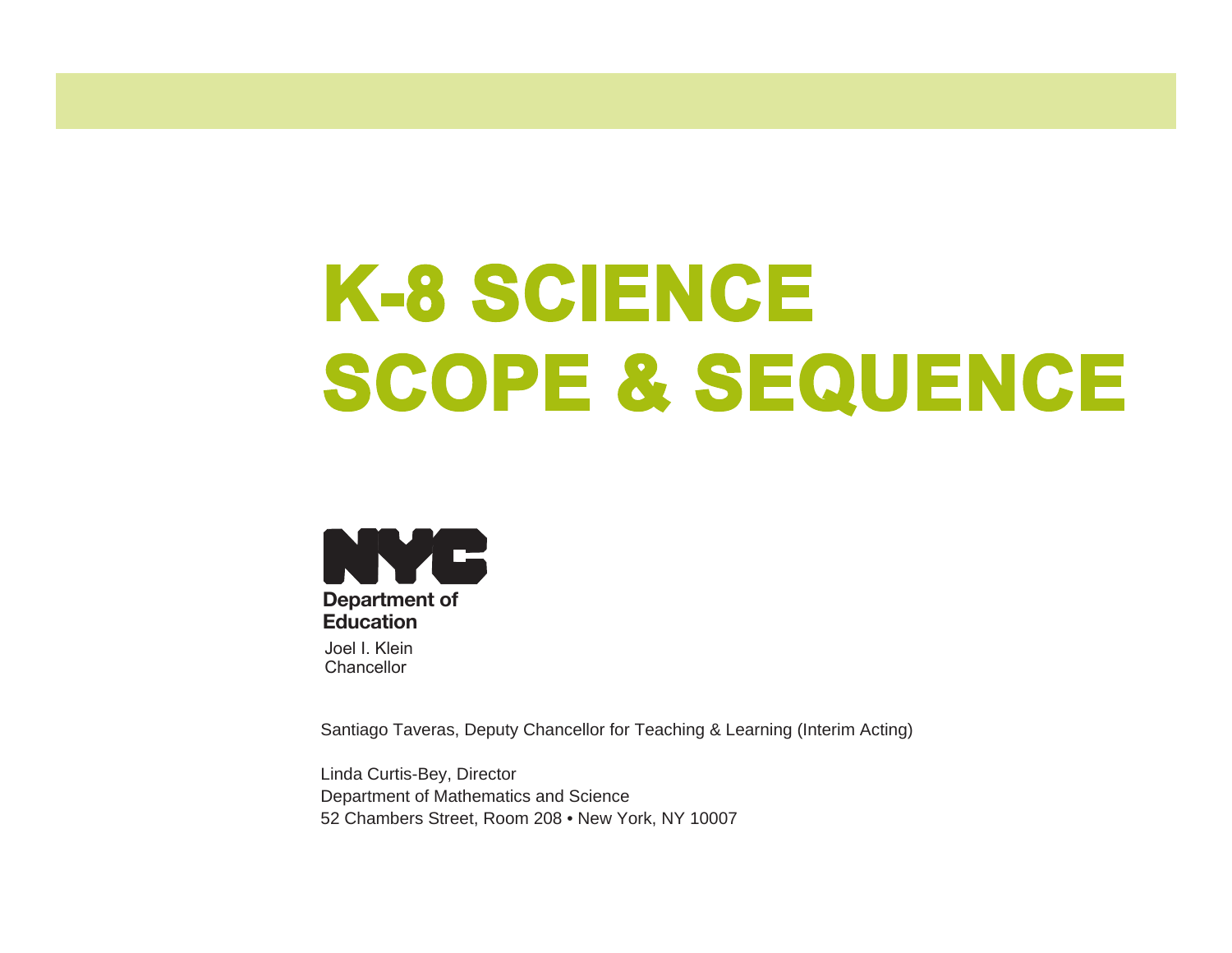# K-8 SCIENCE SCOPE & SEQUENCE

NYC

**Department of Education**

Joel I. Klein
Chancellor

Santiago Taveras, Deputy Chancellor for Teaching & Learning (Interim Acting)

Linda Curtis-Bey, Director
Department of Mathematics and Science
52 Chambers Street, Room 208 • New York, NY 10007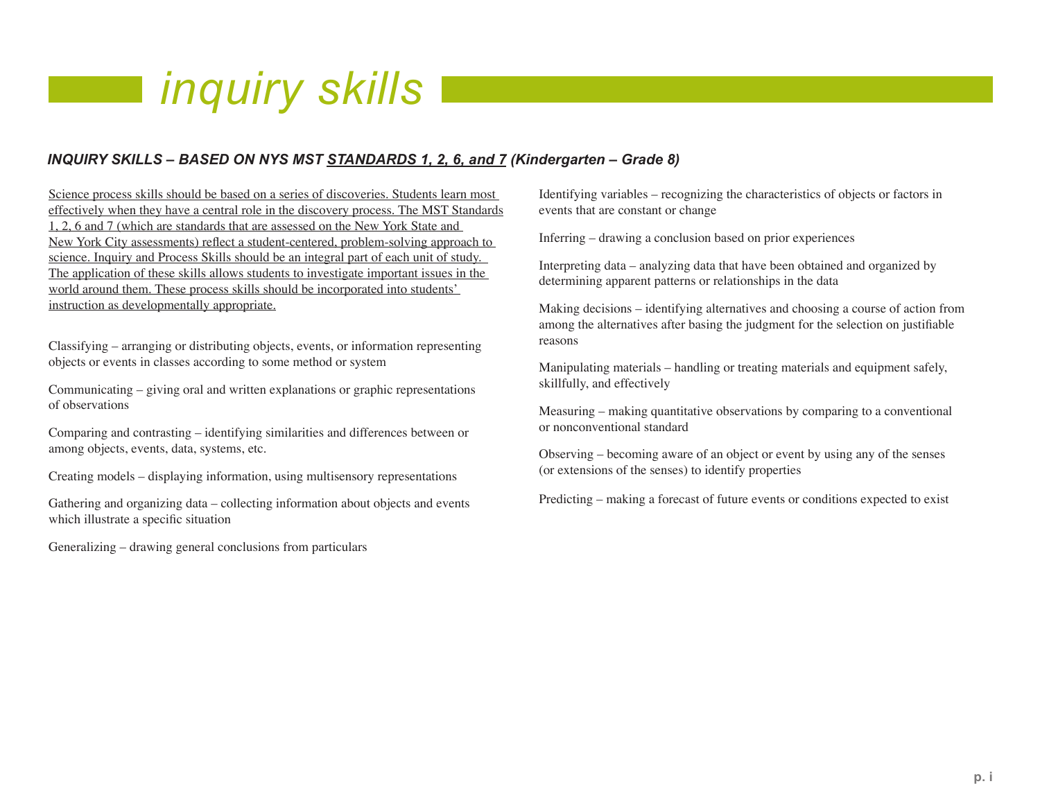# inquiry skills

***INQUIRY SKILLS – BASED ON NYS MST <u>STANDARDS 1, 2, 6, and 7</u> (Kindergarten – Grade 8)***

<u>Science process skills should be based on a series of discoveries. Students learn most effectively when they have a central role in the discovery process. The MST Standards 1, 2, 6 and 7 (which are standards that are assessed on the New York State and New York City assessments) reflect a student-centered, problem-solving approach to science. Inquiry and Process Skills should be an integral part of each unit of study. The application of these skills allows students to investigate important issues in the world around them. These process skills should be incorporated into students' instruction as developmentally appropriate.</u>

Classifying – arranging or distributing objects, events, or information representing objects or events in classes according to some method or system

Communicating – giving oral and written explanations or graphic representations of observations

Comparing and contrasting – identifying similarities and differences between or among objects, events, data, systems, etc.

Creating models – displaying information, using multisensory representations

Gathering and organizing data – collecting information about objects and events which illustrate a specific situation

Generalizing – drawing general conclusions from particulars

Identifying variables – recognizing the characteristics of objects or factors in events that are constant or change

Inferring – drawing a conclusion based on prior experiences

Interpreting data – analyzing data that have been obtained and organized by determining apparent patterns or relationships in the data

Making decisions – identifying alternatives and choosing a course of action from among the alternatives after basing the judgment for the selection on justifiable reasons

Manipulating materials – handling or treating materials and equipment safely, skillfully, and effectively

Measuring – making quantitative observations by comparing to a conventional or nonconventional standard

Observing – becoming aware of an object or event by using any of the senses (or extensions of the senses) to identify properties

Predicting – making a forecast of future events or conditions expected to exist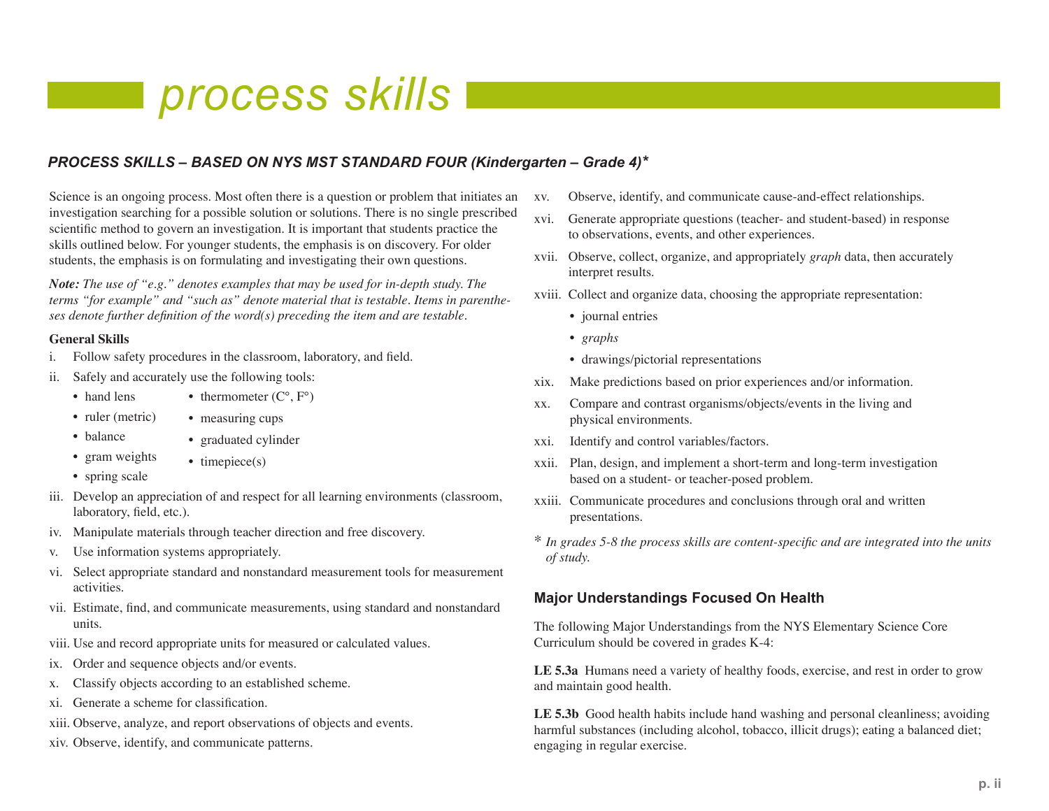# process skills

### *PROCESS SKILLS – BASED ON NYS MST STANDARD FOUR (Kindergarten – Grade 4)\**

Science is an ongoing process. Most often there is a question or problem that initiates an investigation searching for a possible solution or solutions. There is no single prescribed scientific method to govern an investigation. It is important that students practice the skills outlined below. For younger students, the emphasis is on discovery. For older students, the emphasis is on formulating and investigating their own questions.

***Note:*** *The use of "e.g." denotes examples that may be used for in-depth study. The terms "for example" and "such as" denote material that is testable. Items in parentheses denote further definition of the word(s) preceding the item and are testable.*

**General Skills**

i. Follow safety procedures in the classroom, laboratory, and field.

ii. Safely and accurately use the following tools:
- hand lens
- ruler (metric)
- balance
- gram weights
- spring scale
- thermometer (C°, F°)
- measuring cups
- graduated cylinder
- timepiece(s)

iii. Develop an appreciation of and respect for all learning environments (classroom, laboratory, field, etc.).

iv. Manipulate materials through teacher direction and free discovery.

v. Use information systems appropriately.

vi. Select appropriate standard and nonstandard measurement tools for measurement activities.

vii. Estimate, find, and communicate measurements, using standard and nonstandard units.

viii. Use and record appropriate units for measured or calculated values.

ix. Order and sequence objects and/or events.

x. Classify objects according to an established scheme.

xi. Generate a scheme for classification.

xiii. Observe, analyze, and report observations of objects and events.

xiv. Observe, identify, and communicate patterns.

xv. Observe, identify, and communicate cause-and-effect relationships.

xvi. Generate appropriate questions (teacher- and student-based) in response to observations, events, and other experiences.

xvii. Observe, collect, organize, and appropriately *graph* data, then accurately interpret results.

xviii. Collect and organize data, choosing the appropriate representation:
- journal entries
- *graphs*
- drawings/pictorial representations

xix. Make predictions based on prior experiences and/or information.

xx. Compare and contrast organisms/objects/events in the living and physical environments.

xxi. Identify and control variables/factors.

xxii. Plan, design, and implement a short-term and long-term investigation based on a student- or teacher-posed problem.

xxiii. Communicate procedures and conclusions through oral and written presentations.

\* *In grades 5-8 the process skills are content-specific and are integrated into the units of study.*

### Major Understandings Focused On Health

The following Major Understandings from the NYS Elementary Science Core Curriculum should be covered in grades K-4:

**LE 5.3a** Humans need a variety of healthy foods, exercise, and rest in order to grow and maintain good health.

**LE 5.3b** Good health habits include hand washing and personal cleanliness; avoiding harmful substances (including alcohol, tobacco, illicit drugs); eating a balanced diet; engaging in regular exercise.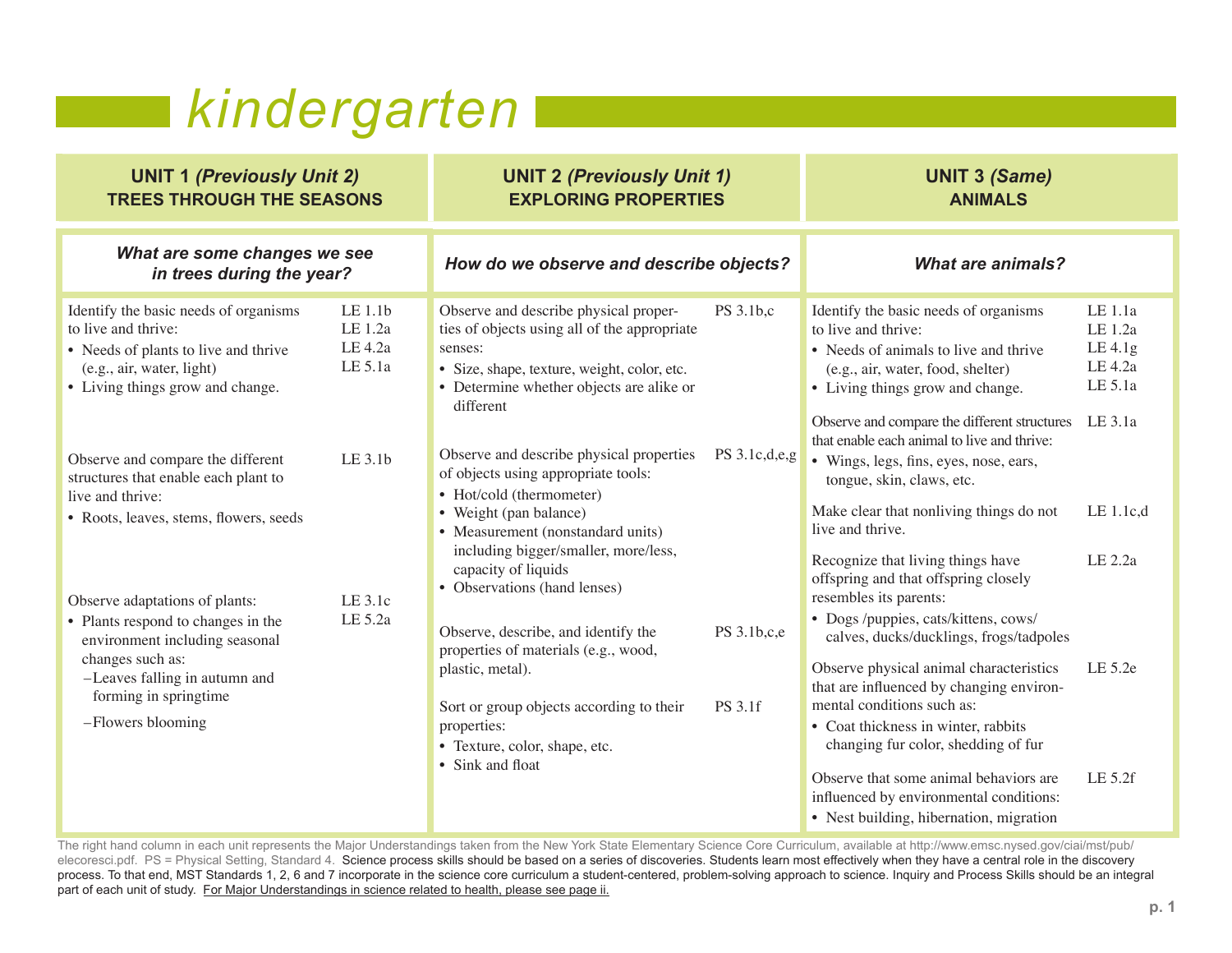# kindergarten

| UNIT 1 *(Previously Unit 2)* TREES THROUGH THE SEASONS | | UNIT 2 *(Previously Unit 1)* EXPLORING PROPERTIES | | UNIT 3 *(Same)* ANIMALS | |
|---|---|---|---|---|---|
| ***What are some changes we see in trees during the year?*** | | ***How do we observe and describe objects?*** | | ***What are animals?*** | |
| Identify the basic needs of organisms to live and thrive:<br>• Needs of plants to live and thrive (e.g., air, water, light)<br>• Living things grow and change. | LE 1.1b<br>LE 1.2a<br>LE 4.2a<br>LE 5.1a | Observe and describe physical properties of objects using all of the appropriate senses:<br>• Size, shape, texture, weight, color, etc.<br>• Determine whether objects are alike or different | PS 3.1b,c | Identify the basic needs of organisms to live and thrive:<br>• Needs of animals to live and thrive (e.g., air, water, food, shelter)<br>• Living things grow and change. | LE 1.1a<br>LE 1.2a<br>LE 4.1g<br>LE 4.2a<br>LE 5.1a |
| Observe and compare the different structures that enable each plant to live and thrive:<br>• Roots, leaves, stems, flowers, seeds | LE 3.1b | Observe and describe physical properties of objects using appropriate tools:<br>• Hot/cold (thermometer)<br>• Weight (pan balance)<br>• Measurement (nonstandard units) including bigger/smaller, more/less, capacity of liquids<br>• Observations (hand lenses) | PS 3.1c,d,e,g | Observe and compare the different structures that enable each animal to live and thrive:<br>• Wings, legs, fins, eyes, nose, ears, tongue, skin, claws, etc. | LE 3.1a |
| Observe adaptations of plants:<br>• Plants respond to changes in the environment including seasonal changes such as:<br>–Leaves falling in autumn and forming in springtime<br>–Flowers blooming | LE 3.1c<br>LE 5.2a | Observe, describe, and identify the properties of materials (e.g., wood, plastic, metal). | PS 3.1b,c,e | Make clear that nonliving things do not live and thrive. | LE 1.1c,d |
| | | Sort or group objects according to their properties:<br>• Texture, color, shape, etc.<br>• Sink and float | PS 3.1f | Recognize that living things have offspring and that offspring closely resembles its parents:<br>• Dogs /puppies, cats/kittens, cows/calves, ducks/ducklings, frogs/tadpoles | LE 2.2a |
| | | | | Observe physical animal characteristics that are influenced by changing environmental conditions such as:<br>• Coat thickness in winter, rabbits changing fur color, shedding of fur | LE 5.2e |
| | | | | Observe that some animal behaviors are influenced by environmental conditions:<br>• Nest building, hibernation, migration | LE 5.2f |

The right hand column in each unit represents the Major Understandings taken from the New York State Elementary Science Core Curriculum, available at http://www.emsc.nysed.gov/ciai/mst/pub/elecoresci.pdf. PS = Physical Setting, Standard 4. Science process skills should be based on a series of discoveries. Students learn most effectively when they have a central role in the discovery process. To that end, MST Standards 1, 2, 6 and 7 incorporate in the science core curriculum a student-centered, problem-solving approach to science. Inquiry and Process Skills should be an integral part of each unit of study. For Major Understandings in science related to health, please see page ii.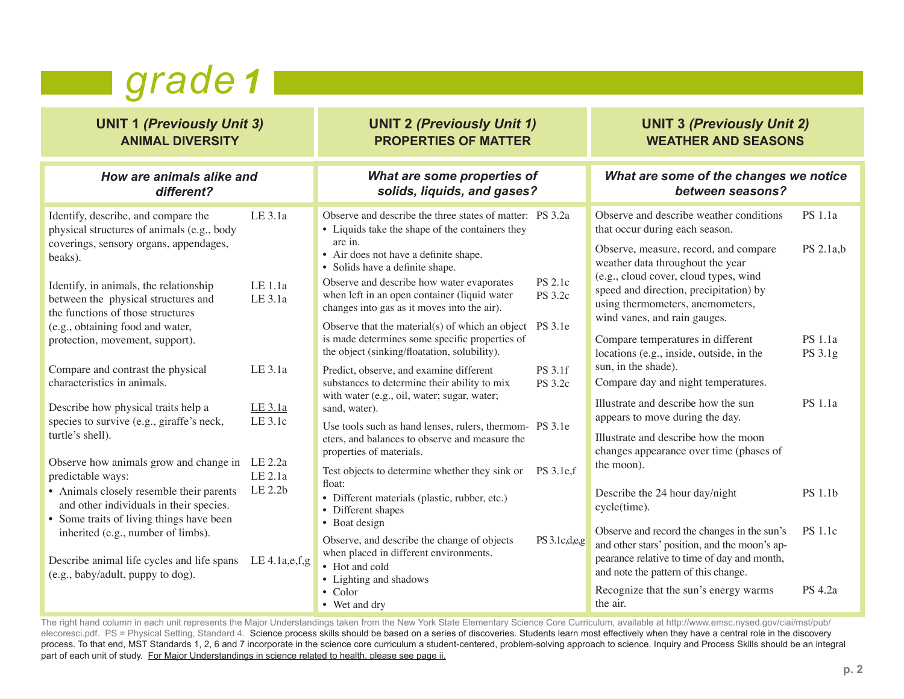# grade 1

## UNIT 1 *(Previously Unit 3)* ANIMAL DIVERSITY

### *How are animals alike and different?*

| Objective | Major Understandings |
|---|---|
| Identify, describe, and compare the physical structures of animals (e.g., body coverings, sensory organs, appendages, beaks). | LE 3.1a |
| Identify, in animals, the relationship between the physical structures and the functions of those structures (e.g., obtaining food and water, protection, movement, support). | LE 1.1a<br>LE 3.1a |
| Compare and contrast the physical characteristics in animals. | LE 3.1a |
| Describe how physical traits help a species to survive (e.g., giraffe's neck, turtle's shell). | LE 3.1a<br>LE 3.1c |
| Observe how animals grow and change in predictable ways:<br>• Animals closely resemble their parents and other individuals in their species.<br>• Some traits of living things have been inherited (e.g., number of limbs). | LE 2.2a<br>LE 2.1a<br>LE 2.2b |
| Describe animal life cycles and life spans (e.g., baby/adult, puppy to dog). | LE 4.1a,e,f,g |

## UNIT 2 *(Previously Unit 1)* PROPERTIES OF MATTER

### *What are some properties of solids, liquids, and gases?*

| Objective | Major Understandings |
|---|---|
| Observe and describe the three states of matter:<br>• Liquids take the shape of the containers they are in.<br>• Air does not have a definite shape.<br>• Solids have a definite shape. | PS 3.2a |
| Observe and describe how water evaporates when left in an open container (liquid water changes into gas as it moves into the air). | PS 2.1c<br>PS 3.2c |
| Observe that the material(s) of which an object is made determines some specific properties of the object (sinking/floatation, solubility). | PS 3.1e |
| Predict, observe, and examine different substances to determine their ability to mix with water (e.g., oil, water; sugar, water; sand, water). | PS 3.1f<br>PS 3.2c |
| Use tools such as hand lenses, rulers, thermometers, and balances to observe and measure the properties of materials. | PS 3.1e |
| Test objects to determine whether they sink or float:<br>• Different materials (plastic, rubber, etc.)<br>• Different shapes<br>• Boat design | PS 3.1e,f |
| Observe, and describe the change of objects when placed in different environments.<br>• Hot and cold<br>• Lighting and shadows<br>• Color<br>• Wet and dry | PS 3.1c,d,e,g |

## UNIT 3 *(Previously Unit 2)* WEATHER AND SEASONS

### *What are some of the changes we notice between seasons?*

| Objective | Major Understandings |
|---|---|
| Observe and describe weather conditions that occur during each season. | PS 1.1a |
| Observe, measure, record, and compare weather data throughout the year (e.g., cloud cover, cloud types, wind speed and direction, precipitation) by using thermometers, anemometers, wind vanes, and rain gauges. | PS 2.1a,b |
| Compare temperatures in different locations (e.g., inside, outside, in the sun, in the shade).<br>Compare day and night temperatures. | PS 1.1a<br>PS 3.1g |
| Illustrate and describe how the sun appears to move during the day.<br>Illustrate and describe how the moon changes appearance over time (phases of the moon). | PS 1.1a |
| Describe the 24 hour day/night cycle(time). | PS 1.1b |
| Observe and record the changes in the sun's and other stars' position, and the moon's appearance relative to time of day and month, and note the pattern of this change. | PS 1.1c |
| Recognize that the sun's energy warms the air. | PS 4.2a |

The right hand column in each unit represents the Major Understandings taken from the New York State Elementary Science Core Curriculum, available at http://www.emsc.nysed.gov/ciai/mst/pub/elecoresci.pdf. PS = Physical Setting, Standard 4. Science process skills should be based on a series of discoveries. Students learn most effectively when they have a central role in the discovery process. To that end, MST Standards 1, 2, 6 and 7 incorporate in the science core curriculum a student-centered, problem-solving approach to science. Inquiry and Process Skills should be an integral part of each unit of study. For Major Understandings in science related to health, please see page ii.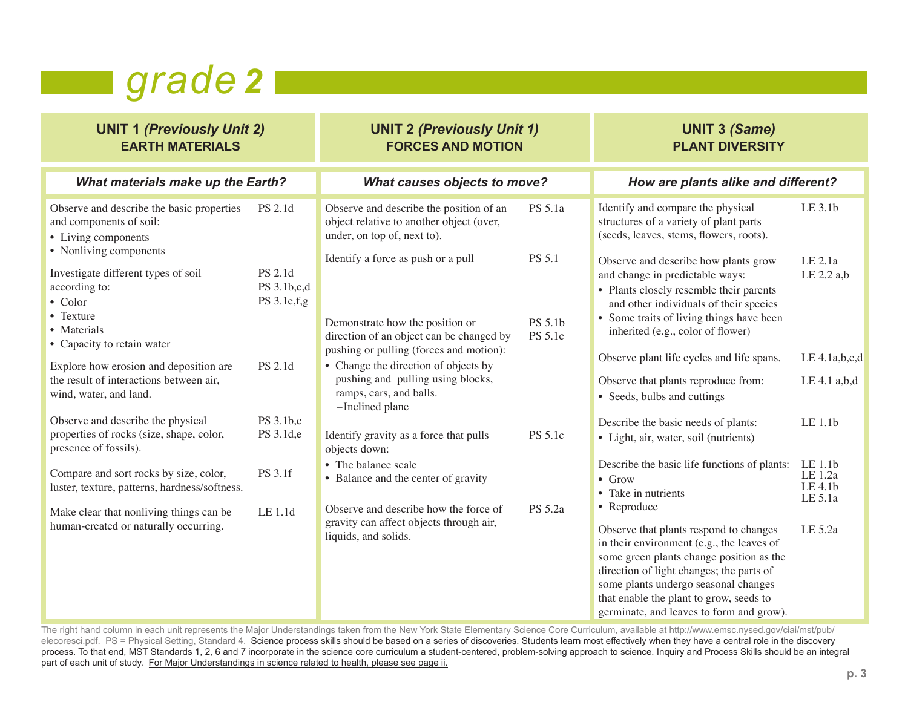# grade 2

## UNIT 1 *(Previously Unit 2)* EARTH MATERIALS

### *What materials make up the Earth?*

| | |
|---|---|
| Observe and describe the basic properties and components of soil:<br>• Living components<br>• Nonliving components | PS 2.1d |
| Investigate different types of soil according to:<br>• Color<br>• Texture<br>• Materials<br>• Capacity to retain water | PS 2.1d<br>PS 3.1b,c,d<br>PS 3.1e,f,g |
| Explore how erosion and deposition are the result of interactions between air, wind, water, and land. | PS 2.1d |
| Observe and describe the physical properties of rocks (size, shape, color, presence of fossils). | PS 3.1b,c<br>PS 3.1d,e |
| Compare and sort rocks by size, color, luster, texture, patterns, hardness/softness. | PS 3.1f |
| Make clear that nonliving things can be human-created or naturally occurring. | LE 1.1d |

## UNIT 2 *(Previously Unit 1)* FORCES AND MOTION

### *What causes objects to move?*

| | |
|---|---|
| Observe and describe the position of an object relative to another object (over, under, on top of, next to). | PS 5.1a |
| Identify a force as push or a pull | PS 5.1 |
| Demonstrate how the position or direction of an object can be changed by pushing or pulling (forces and motion):<br>• Change the direction of objects by pushing and pulling using blocks, ramps, cars, and balls.<br>–Inclined plane | PS 5.1b<br>PS 5.1c |
| Identify gravity as a force that pulls objects down:<br>• The balance scale<br>• Balance and the center of gravity | PS 5.1c |
| Observe and describe how the force of gravity can affect objects through air, liquids, and solids. | PS 5.2a |

## UNIT 3 *(Same)* PLANT DIVERSITY

### *How are plants alike and different?*

| | |
|---|---|
| Identify and compare the physical structures of a variety of plant parts (seeds, leaves, stems, flowers, roots). | LE 3.1b |
| Observe and describe how plants grow and change in predictable ways:<br>• Plants closely resemble their parents and other individuals of their species<br>• Some traits of living things have been inherited (e.g., color of flower) | LE 2.1a<br>LE 2.2 a,b |
| Observe plant life cycles and life spans. | LE 4.1a,b,c,d |
| Observe that plants reproduce from:<br>• Seeds, bulbs and cuttings | LE 4.1 a,b,d |
| Describe the basic needs of plants:<br>• Light, air, water, soil (nutrients) | LE 1.1b |
| Describe the basic life functions of plants:<br>• Grow<br>• Take in nutrients<br>• Reproduce | LE 1.1b<br>LE 1.2a<br>LE 4.1b<br>LE 5.1a |
| Observe that plants respond to changes in their environment (e.g., the leaves of some green plants change position as the direction of light changes; the parts of some plants undergo seasonal changes that enable the plant to grow, seeds to germinate, and leaves to form and grow). | LE 5.2a |

The right hand column in each unit represents the Major Understandings taken from the New York State Elementary Science Core Curriculum, available at http://www.emsc.nysed.gov/ciai/mst/pub/elecoresci.pdf. PS = Physical Setting, Standard 4. Science process skills should be based on a series of discoveries. Students learn most effectively when they have a central role in the discovery process. To that end, MST Standards 1, 2, 6 and 7 incorporate in the science core curriculum a student-centered, problem-solving approach to science. Inquiry and Process Skills should be an integral part of each unit of study. For Major Understandings in science related to health, please see page ii.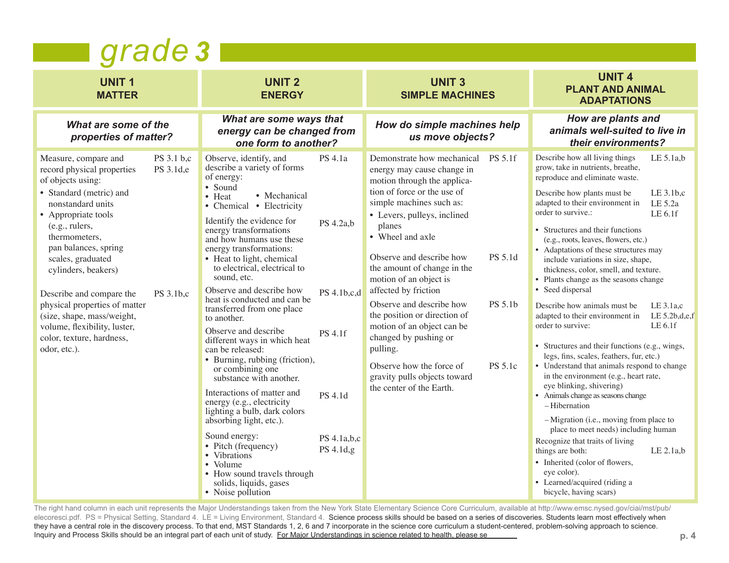# grade 3

## UNIT 1 MATTER

### *What are some of the properties of matter?*

| Content | Standard |
|---|---|
| Measure, compare and record physical properties of objects using:<br>• Standard (metric) and nonstandard units<br>• Appropriate tools (e.g., rulers, thermometers, pan balances, spring scales, graduated cylinders, beakers) | PS 3.1 b,c<br>PS 3.1d,e |
| Describe and compare the physical properties of matter (size, shape, mass/weight, volume, flexibility, luster, color, texture, hardness, odor, etc.). | PS 3.1b,c |

## UNIT 2 ENERGY

### *What are some ways that energy can be changed from one form to another?*

| Content | Standard |
|---|---|
| Observe, identify, and describe a variety of forms of energy:<br>• Sound<br>• Heat<br>• Mechanical<br>• Chemical<br>• Electricity | PS 4.1a |
| Identify the evidence for energy transformations and how humans use these energy transformations:<br>• Heat to light, chemical to electrical, electrical to sound, etc. | PS 4.2a,b |
| Observe and describe how heat is conducted and can be transferred from one place to another. | PS 4.1b,c,d |
| Observe and describe different ways in which heat can be released:<br>• Burning, rubbing (friction), or combining one substance with another. | PS 4.1f |
| Interactions of matter and energy (e.g., electricity lighting a bulb, dark colors absorbing light, etc.). | PS 4.1d |
| Sound energy:<br>• Pitch (frequency)<br>• Vibrations<br>• Volume<br>• How sound travels through solids, liquids, gases<br>• Noise pollution | PS 4.1a,b,c<br>PS 4.1d,g |

## UNIT 3 SIMPLE MACHINES

### *How do simple machines help us move objects?*

| Content | Standard |
|---|---|
| Demonstrate how mechanical energy may cause change in motion through the application of force or the use of simple machines such as:<br>• Levers, pulleys, inclined planes<br>• Wheel and axle | PS 5.1f |
| Observe and describe how the amount of change in the motion of an object is affected by friction | PS 5.1d |
| Observe and describe how the position or direction of motion of an object can be changed by pushing or pulling. | PS 5.1b |
| Observe how the force of gravity pulls objects toward the center of the Earth. | PS 5.1c |

## UNIT 4 PLANT AND ANIMAL ADAPTATIONS

### *How are plants and animals well-suited to live in their environments?*

| Content | Standard |
|---|---|
| Describe how all living things grow, take in nutrients, breathe, reproduce and eliminate waste. | LE 5.1a,b |
| Describe how plants must be adapted to their environment in order to survive.:<br>• Structures and their functions (e.g., roots, leaves, flowers, etc.)<br>• Adaptations of these structures may include variations in size, shape, thickness, color, smell, and texture.<br>• Plants change as the seasons change<br>• Seed dispersal | LE 3.1b,c<br>LE 5.2a<br>LE 6.1f |
| Describe how animals must be adapted to their environment in order to survive:<br>• Structures and their functions (e.g., wings, legs, fins, scales, feathers, fur, etc.)<br>• Understand that animals respond to change in the environment (e.g., heart rate, eye blinking, shivering)<br>• Animals change as seasons change<br>  – Hibernation<br>  – Migration (i.e., moving from place to place to meet needs) including human | LE 3.1a,c<br>LE 5.2b,d,e,f<br>LE 6.1f |
| Recognize that traits of living things are both:<br>• Inherited (color of flowers, eye color).<br>• Learned/acquired (riding a bicycle, having scars) | LE 2.1a,b |

The right hand column in each unit represents the Major Understandings taken from the New York State Elementary Science Core Curriculum, available at http://www.emsc.nysed.gov/ciai/mst/pub/elecoresci.pdf. PS = Physical Setting, Standard 4. LE = Living Environment, Standard 4. Science process skills should be based on a series of discoveries. Students learn most effectively when they have a central role in the discovery process. To that end, MST Standards 1, 2, 6 and 7 incorporate in the science core curriculum a student-centered, problem-solving approach to science. Inquiry and Process Skills should be an integral part of each unit of study. For Major Understandings in science related to health, please se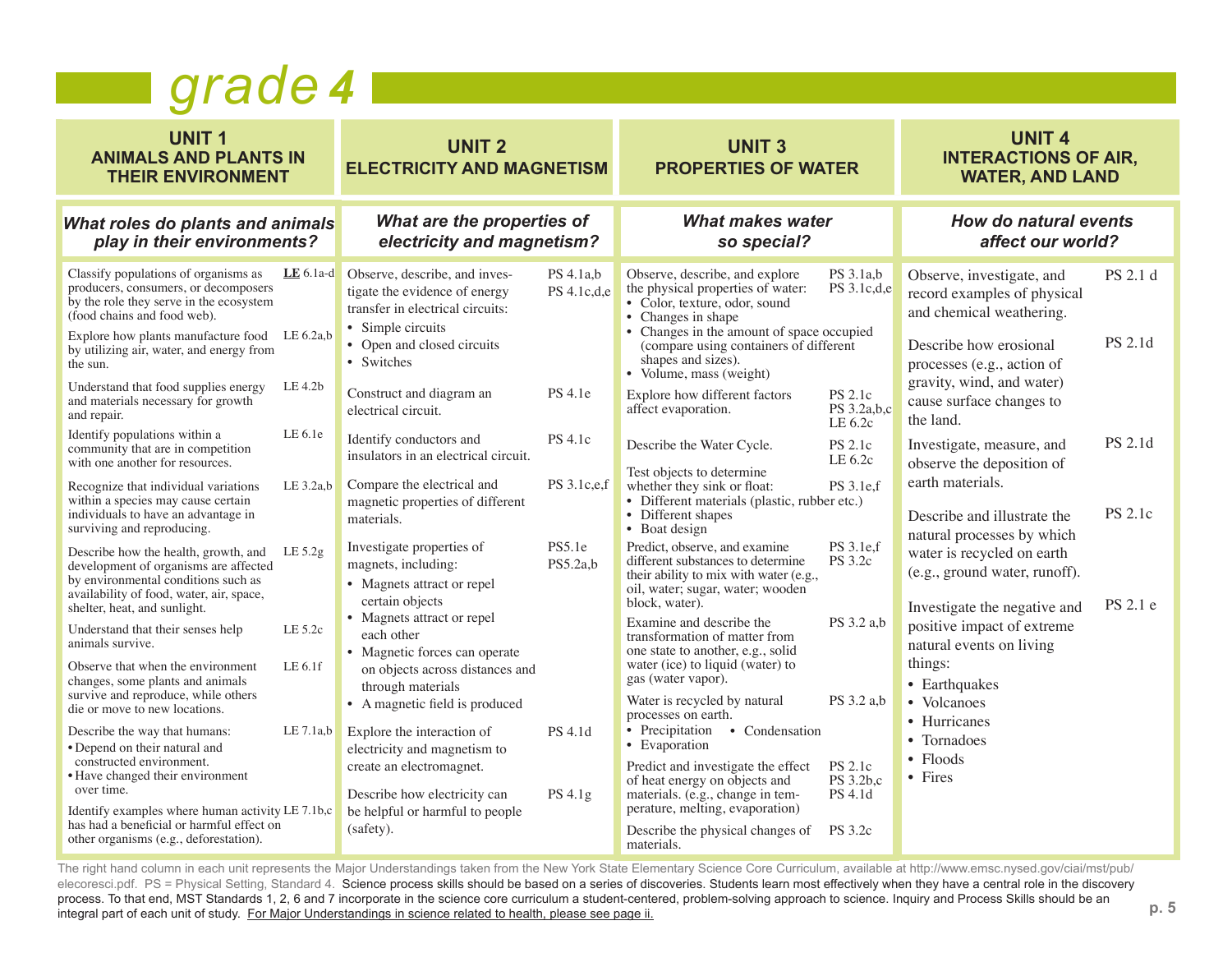# grade 4

## UNIT 1
## ANIMALS AND PLANTS IN THEIR ENVIRONMENT

### *What roles do plants and animals play in their environments?*

| | |
|---|---|
| Classify populations of organisms as producers, consumers, or decomposers by the role they serve in the ecosystem (food chains and food web). | **LE** 6.1a-d |
| Explore how plants manufacture food by utilizing air, water, and energy from the sun. | LE 6.2a,b |
| Understand that food supplies energy and materials necessary for growth and repair. | LE 4.2b |
| Identify populations within a community that are in competition with one another for resources. | LE 6.1e |
| Recognize that individual variations within a species may cause certain individuals to have an advantage in surviving and reproducing. | LE 3.2a,b |
| Describe how the health, growth, and development of organisms are affected by environmental conditions such as availability of food, water, air, space, shelter, heat, and sunlight. | LE 5.2g |
| Understand that their senses help animals survive. | LE 5.2c |
| Observe that when the environment changes, some plants and animals survive and reproduce, while others die or move to new locations. | LE 6.1f |
| Describe the way that humans: <br>• Depend on their natural and constructed environment. <br>• Have changed their environment over time. | LE 7.1a,b |
| Identify examples where human activity has had a beneficial or harmful effect on other organisms (e.g., deforestation). | LE 7.1b,c |

## UNIT 2
## ELECTRICITY AND MAGNETISM

### *What are the properties of electricity and magnetism?*

| | |
|---|---|
| Observe, describe, and investigate the evidence of energy transfer in electrical circuits: <br>• Simple circuits <br>• Open and closed circuits <br>• Switches | PS 4.1a,b <br>PS 4.1c,d,e |
| Construct and diagram an electrical circuit. | PS 4.1e |
| Identify conductors and insulators in an electrical circuit. | PS 4.1c |
| Compare the electrical and magnetic properties of different materials. | PS 3.1c,e,f |
| Investigate properties of magnets, including: <br>• Magnets attract or repel certain objects <br>• Magnets attract or repel each other <br>• Magnetic forces can operate on objects across distances and through materials <br>• A magnetic field is produced | PS5.1e <br>PS5.2a,b |
| Explore the interaction of electricity and magnetism to create an electromagnet. | PS 4.1d |
| Describe how electricity can be helpful or harmful to people (safety). | PS 4.1g |

## UNIT 3
## PROPERTIES OF WATER

### *What makes water so special?*

| | |
|---|---|
| Observe, describe, and explore the physical properties of water: <br>• Color, texture, odor, sound <br>• Changes in shape <br>• Changes in the amount of space occupied (compare using containers of different shapes and sizes). <br>• Volume, mass (weight) | PS 3.1a,b <br>PS 3.1c,d,e |
| Explore how different factors affect evaporation. | PS 2.1c <br>PS 3.2a,b,c <br>LE 6.2c |
| Describe the Water Cycle. | PS 2.1c <br>LE 6.2c |
| Test objects to determine whether they sink or float: <br>• Different materials (plastic, rubber etc.) <br>• Different shapes <br>• Boat design | PS 3.1e,f |
| Predict, observe, and examine different substances to determine their ability to mix with water (e.g., oil, water; sugar, water; wooden block, water). | PS 3.1e,f <br>PS 3.2c |
| Examine and describe the transformation of matter from one state to another, e.g., solid water (ice) to liquid (water) to gas (water vapor). | PS 3.2 a,b |
| Water is recycled by natural processes on earth. <br>• Precipitation • Condensation <br>• Evaporation | PS 3.2 a,b |
| Predict and investigate the effect of heat energy on objects and materials. (e.g., change in temperature, melting, evaporation) | PS 2.1c <br>PS 3.2b,c <br>PS 4.1d |
| Describe the physical changes of materials. | PS 3.2c |

## UNIT 4
## INTERACTIONS OF AIR, WATER, AND LAND

### *How do natural events affect our world?*

| | |
|---|---|
| Observe, investigate, and record examples of physical and chemical weathering. | PS 2.1 d |
| Describe how erosional processes (e.g., action of gravity, wind, and water) cause surface changes to the land. | PS 2.1d |
| Investigate, measure, and observe the deposition of earth materials. | PS 2.1d |
| Describe and illustrate the natural processes by which water is recycled on earth (e.g., ground water, runoff). | PS 2.1c |
| Investigate the negative and positive impact of extreme natural events on living things: <br>• Earthquakes <br>• Volcanoes <br>• Hurricanes <br>• Tornadoes <br>• Floods <br>• Fires | PS 2.1 e |

The right hand column in each unit represents the Major Understandings taken from the New York State Elementary Science Core Curriculum, available at http://www.emsc.nysed.gov/ciai/mst/pub/elecoresci.pdf. PS = Physical Setting, Standard 4. Science process skills should be based on a series of discoveries. Students learn most effectively when they have a central role in the discovery process. To that end, MST Standards 1, 2, 6 and 7 incorporate in the science core curriculum a student-centered, problem-solving approach to science. Inquiry and Process Skills should be an integral part of each unit of study. For Major Understandings in science related to health, please see page ii.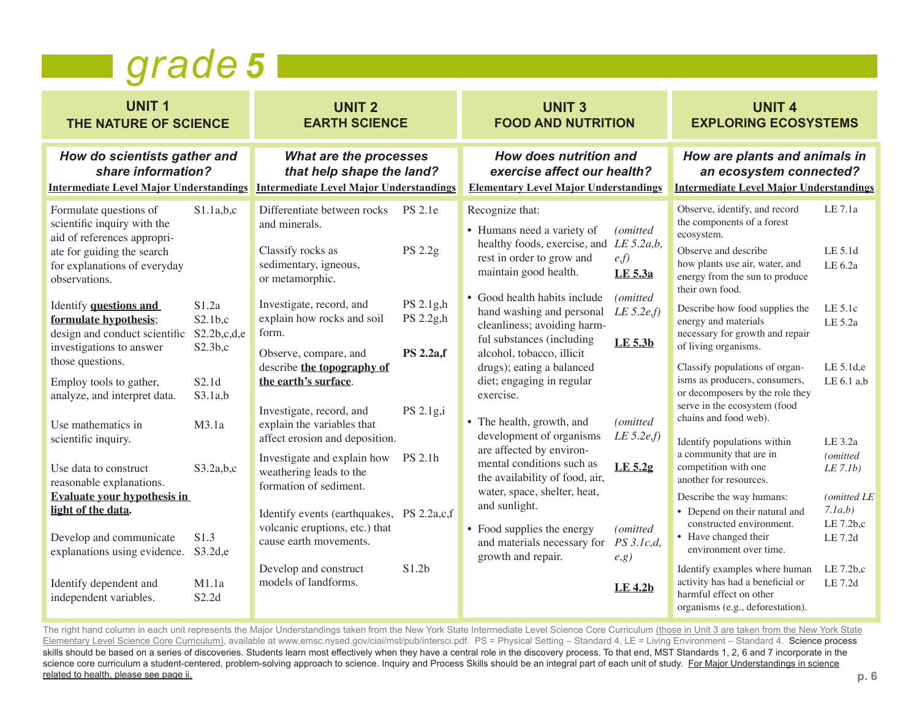# grade 5

## UNIT 1 THE NATURE OF SCIENCE

### *How do scientists gather and share information?*

**Intermediate Level Major Understandings**

| | |
|---|---|
| Formulate questions of scientific inquiry with the aid of references appropriate for guiding the search for explanations of everyday observations. | S1.1a,b,c |
| Identify **questions and formulate hypothesis**; design and conduct scientific investigations to answer those questions. | S1.2a S2.1b,c S2.2b,c,d,e S2.3b,c |
| Employ tools to gather, analyze, and interpret data. | S2.1d S3.1a,b |
| Use mathematics in scientific inquiry. | M3.1a |
| Use data to construct reasonable explanations. **Evaluate your hypothesis in light of the data.** | S3.2a,b,c |
| Develop and communicate explanations using evidence. | S1.3 S3.2d,e |
| Identify dependent and independent variables. | M1.1a S2.2d |

## UNIT 2 EARTH SCIENCE

### *What are the processes that help shape the land?*

**Intermediate Level Major Understandings**

| | |
|---|---|
| Differentiate between rocks and minerals. | PS 2.1e |
| Classify rocks as sedimentary, igneous, or metamorphic. | PS 2.2g |
| Investigate, record, and explain how rocks and soil form. | PS 2.1g,h PS 2.2g,h |
| Observe, compare, and describe **the topography of the earth's surface**. | **PS 2.2a,f** |
| Investigate, record, and explain the variables that affect erosion and deposition. | PS 2.1g,i |
| Investigate and explain how weathering leads to the formation of sediment. | PS 2.1h |
| Identify events (earthquakes, volcanic eruptions, etc.) that cause earth movements. | PS 2.2a,c,f |
| Develop and construct models of landforms. | S1.2b |

## UNIT 3 FOOD AND NUTRITION

### *How does nutrition and exercise affect our health?*

**Elementary Level Major Understandings**

Recognize that:

| | |
|---|---|
| • Humans need a variety of healthy foods, exercise, and rest in order to grow and maintain good health. | *(omitted LE 5.2a,b, e,f)* **LE 5.3a** |
| • Good health habits include hand washing and personal cleanliness; avoiding harmful substances (including alcohol, tobacco, illicit drugs); eating a balanced diet; engaging in regular exercise. | *(omitted LE 5.2e,f)* **LE 5.3b** |
| • The health, growth, and development of organisms are affected by environmental conditions such as the availability of food, air, water, space, shelter, heat, and sunlight. | *(omitted LE 5.2e,f)* **LE 5.2g** |
| • Food supplies the energy and materials necessary for growth and repair. | *(omitted PS 3.1c,d, e,g)* **LE 4.2b** |

## UNIT 4 EXPLORING ECOSYSTEMS

### *How are plants and animals in an ecosystem connected?*

**Intermediate Level Major Understandings**

| | |
|---|---|
| Observe, identify, and record the components of a forest ecosystem. | LE 7.1a |
| Observe and describe how plants use air, water, and energy from the sun to produce their own food. | LE 5.1d LE 6.2a |
| Describe how food supplies the energy and materials necessary for growth and repair of living organisms. | LE 5.1c LE 5.2a |
| Classify populations of organisms as producers, consumers, or decomposers by the role they serve in the ecosystem (food chains and food web). | LE 5.1d,e LE 6.1 a,b |
| Identify populations within a community that are in competition with one another for resources. | LE 3.2a *(omitted LE 7.1b)* |
| Describe the way humans: • Depend on their natural and constructed environment. • Have changed their environment over time. | *(omitted LE 7.1a,b)* LE 7.2b,c LE 7.2d |
| Identify examples where human activity has had a beneficial or harmful effect on other organisms (e.g., deforestation). | LE 7.2b,c LE 7.2d |

The right hand column in each unit represents the Major Understandings taken from the New York State Intermediate Level Science Core Curriculum (those in Unit 3 are taken from the New York State Elementary Level Science Core Curriculum), available at www.emsc.nysed.gov/ciai/mst/pub/intersci.pdf. PS = Physical Setting – Standard 4, LE = Living Environment – Standard 4. Science process skills should be based on a series of discoveries. Students learn most effectively when they have a central role in the discovery process. To that end, MST Standards 1, 2, 6 and 7 incorporate in the science core curriculum a student-centered, problem-solving approach to science. Inquiry and Process Skills should be an integral part of each unit of study. For Major Understandings in science related to health, please see page ii.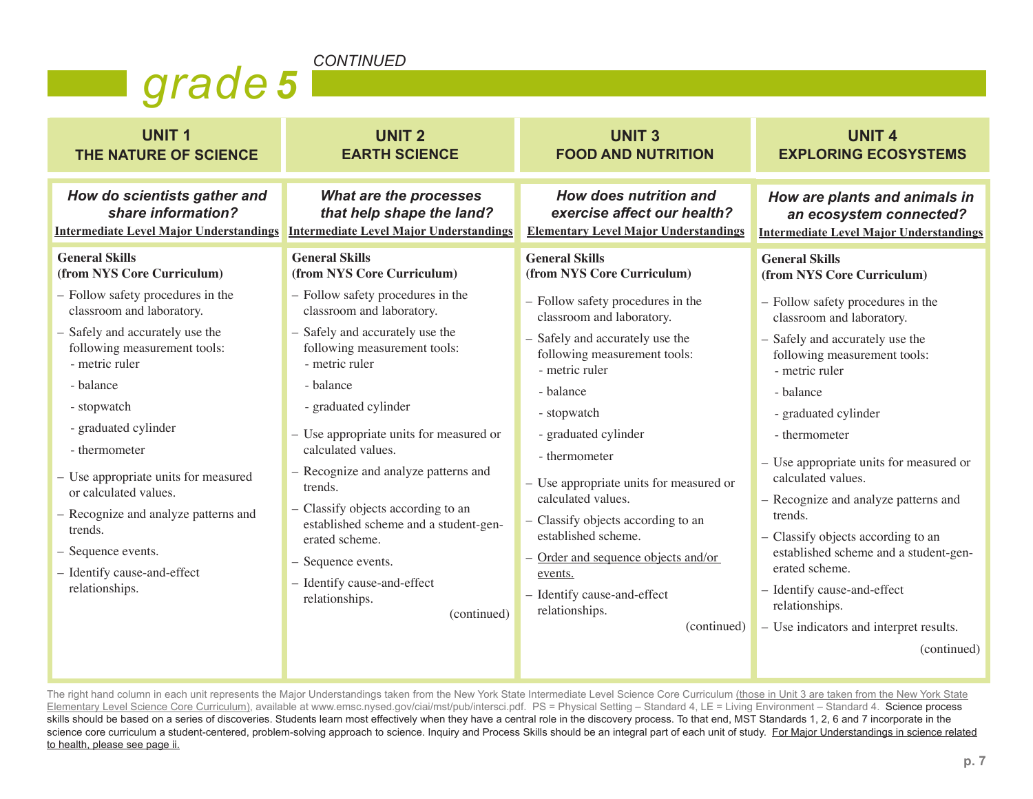# grade 5 CONTINUED

| UNIT 1 THE NATURE OF SCIENCE | UNIT 2 EARTH SCIENCE | UNIT 3 FOOD AND NUTRITION | UNIT 4 EXPLORING ECOSYSTEMS |
|---|---|---|---|
| ***How do scientists gather and share information?*** <br> **Intermediate Level Major Understandings** | ***What are the processes that help shape the land?*** <br> **Intermediate Level Major Understandings** | ***How does nutrition and exercise affect our health?*** <br> **Elementary Level Major Understandings** | ***How are plants and animals in an ecosystem connected?*** <br> **Intermediate Level Major Understandings** |
| **General Skills (from NYS Core Curriculum)** <br> – Follow safety procedures in the classroom and laboratory. <br> – Safely and accurately use the following measurement tools: <br> - metric ruler <br> - balance <br> - stopwatch <br> - graduated cylinder <br> - thermometer <br> – Use appropriate units for measured or calculated values. <br> – Recognize and analyze patterns and trends. <br> – Sequence events. <br> – Identify cause-and-effect relationships. | **General Skills (from NYS Core Curriculum)** <br> – Follow safety procedures in the classroom and laboratory. <br> – Safely and accurately use the following measurement tools: <br> - metric ruler <br> - balance <br> - graduated cylinder <br> – Use appropriate units for measured or calculated values. <br> – Recognize and analyze patterns and trends. <br> – Classify objects according to an established scheme and a student-generated scheme. <br> – Sequence events. <br> – Identify cause-and-effect relationships. <br> (continued) | **General Skills (from NYS Core Curriculum)** <br> – Follow safety procedures in the classroom and laboratory. <br> – Safely and accurately use the following measurement tools: <br> - metric ruler <br> - balance <br> - stopwatch <br> - graduated cylinder <br> - thermometer <br> – Use appropriate units for measured or calculated values. <br> – Classify objects according to an established scheme. <br> – Order and sequence objects and/or events. <br> – Identify cause-and-effect relationships. <br> (continued) | **General Skills (from NYS Core Curriculum)** <br> – Follow safety procedures in the classroom and laboratory. <br> – Safely and accurately use the following measurement tools: <br> - metric ruler <br> - balance <br> - graduated cylinder <br> - thermometer <br> – Use appropriate units for measured or calculated values. <br> – Recognize and analyze patterns and trends. <br> – Classify objects according to an established scheme and a student-generated scheme. <br> – Identify cause-and-effect relationships. <br> – Use indicators and interpret results. <br> (continued) |

The right hand column in each unit represents the Major Understandings taken from the New York State Intermediate Level Science Core Curriculum (those in Unit 3 are taken from the New York State Elementary Level Science Core Curriculum), available at www.emsc.nysed.gov/ciai/mst/pub/intersci.pdf. PS = Physical Setting – Standard 4, LE = Living Environment – Standard 4. Science process skills should be based on a series of discoveries. Students learn most effectively when they have a central role in the discovery process. To that end, MST Standards 1, 2, 6 and 7 incorporate in the science core curriculum a student-centered, problem-solving approach to science. Inquiry and Process Skills should be an integral part of each unit of study. For Major Understandings in science related to health, please see page ii.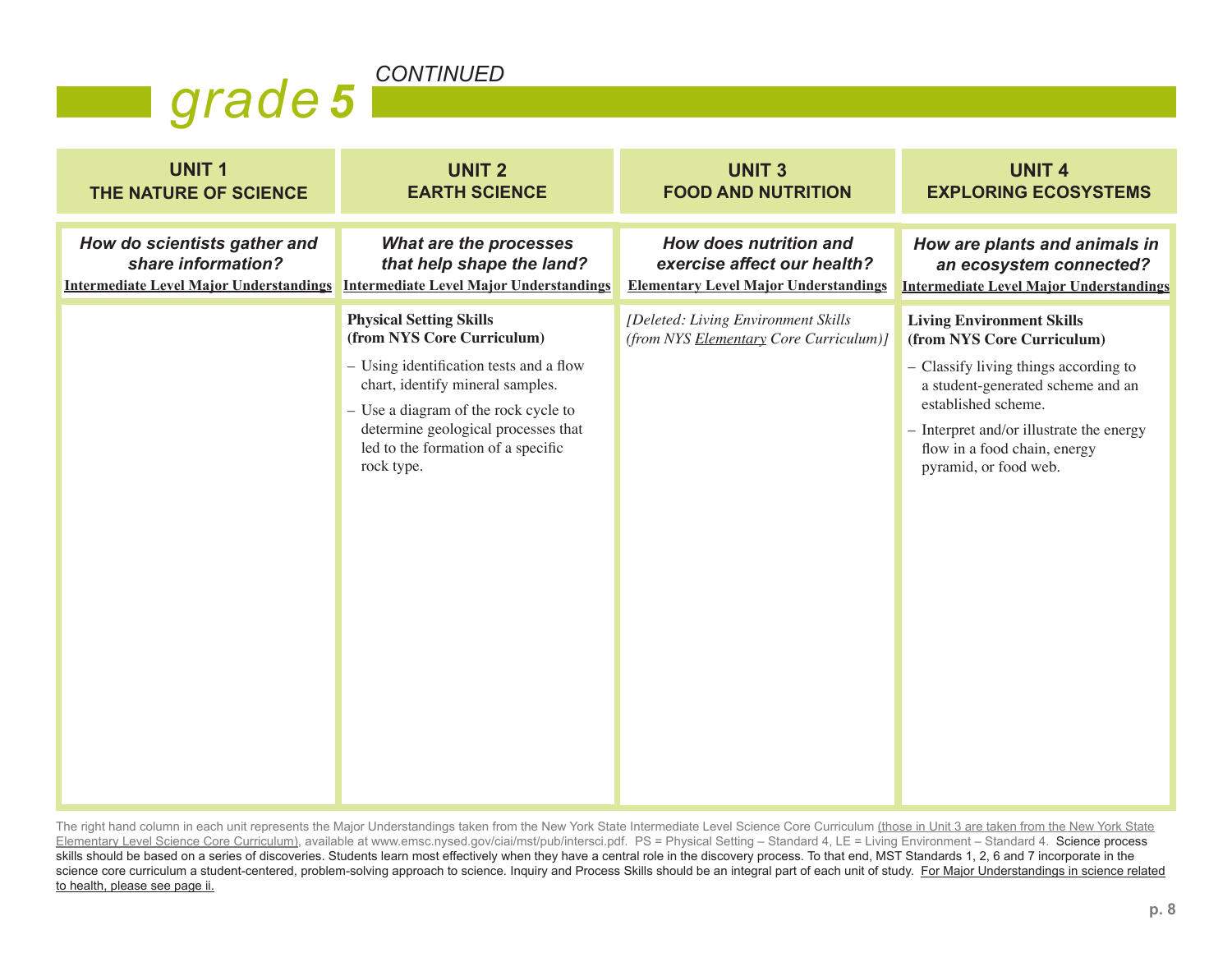# grade 5 CONTINUED

| UNIT 1<br>THE NATURE OF SCIENCE | UNIT 2<br>EARTH SCIENCE | UNIT 3<br>FOOD AND NUTRITION | UNIT 4<br>EXPLORING ECOSYSTEMS |
|---|---|---|---|
| ***How do scientists gather and share information?***<br>**Intermediate Level Major Understandings** | ***What are the processes that help shape the land?***<br>**Intermediate Level Major Understandings** | ***How does nutrition and exercise affect our health?***<br>**Elementary Level Major Understandings** | ***How are plants and animals in an ecosystem connected?***<br>**Intermediate Level Major Understandings** |
| | **Physical Setting Skills (from NYS Core Curriculum)**<br>– Using identification tests and a flow chart, identify mineral samples.<br>– Use a diagram of the rock cycle to determine geological processes that led to the formation of a specific rock type. | *[Deleted: Living Environment Skills (from NYS Elementary Core Curriculum)]* | **Living Environment Skills (from NYS Core Curriculum)**<br>– Classify living things according to a student-generated scheme and an established scheme.<br>– Interpret and/or illustrate the energy flow in a food chain, energy pyramid, or food web. |

The right hand column in each unit represents the Major Understandings taken from the New York State Intermediate Level Science Core Curriculum (those in Unit 3 are taken from the New York State Elementary Level Science Core Curriculum), available at www.emsc.nysed.gov/ciai/mst/pub/intersci.pdf. PS = Physical Setting – Standard 4, LE = Living Environment – Standard 4. Science process skills should be based on a series of discoveries. Students learn most effectively when they have a central role in the discovery process. To that end, MST Standards 1, 2, 6 and 7 incorporate in the science core curriculum a student-centered, problem-solving approach to science. Inquiry and Process Skills should be an integral part of each unit of study. For Major Understandings in science related to health, please see page ii.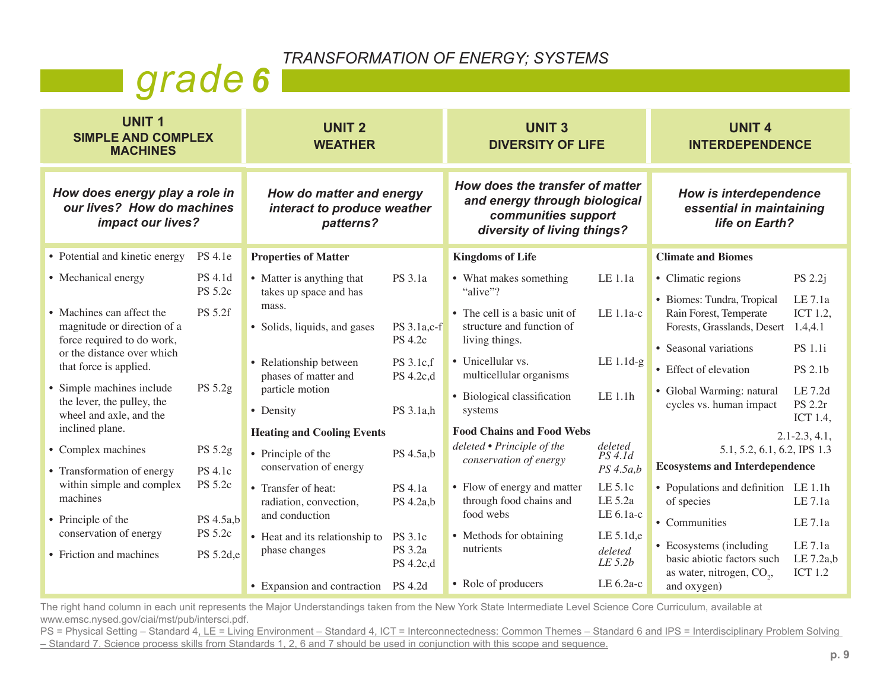# grade 6

## TRANSFORMATION OF ENERGY; SYSTEMS

### UNIT 1 SIMPLE AND COMPLEX MACHINES

***How does energy play a role in our lives? How do machines impact our lives?***

| Topic | Standard |
|---|---|
| • Potential and kinetic energy | PS 4.1e |
| • Mechanical energy | PS 4.1d, PS 5.2c |
| • Machines can affect the magnitude or direction of a force required to do work, or the distance over which that force is applied. | PS 5.2f |
| • Simple machines include the lever, the pulley, the wheel and axle, and the inclined plane. | PS 5.2g |
| • Complex machines | PS 5.2g |
| • Transformation of energy within simple and complex machines | PS 4.1c, PS 5.2c |
| • Principle of the conservation of energy | PS 4.5a,b, PS 5.2c |
| • Friction and machines | PS 5.2d,e |

### UNIT 2 WEATHER

***How do matter and energy interact to produce weather patterns?***

| Topic | Standard |
|---|---|
| **Properties of Matter** | |
| • Matter is anything that takes up space and has mass. | PS 3.1a |
| • Solids, liquids, and gases | PS 3.1a,c-f, PS 4.2c |
| • Relationship between phases of matter and particle motion | PS 3.1c,f, PS 4.2c,d |
| • Density | PS 3.1a,h |
| **Heating and Cooling Events** | |
| • Principle of the conservation of energy | PS 4.5a,b |
| • Transfer of heat: radiation, convection, and conduction | PS 4.1a, PS 4.2a,b |
| • Heat and its relationship to phase changes | PS 3.1c, PS 3.2a, PS 4.2c,d |
| • Expansion and contraction | PS 4.2d |

### UNIT 3 DIVERSITY OF LIFE

***How does the transfer of matter and energy through biological communities support diversity of living things?***

| Topic | Standard |
|---|---|
| **Kingdoms of Life** | |
| • What makes something "alive"? | LE 1.1a |
| • The cell is a basic unit of structure and function of living things. | LE 1.1a-c |
| • Unicellular vs. multicellular organisms | LE 1.1d-g |
| • Biological classification systems | LE 1.1h |
| **Food Chains and Food Webs** | |
| *deleted • Principle of the conservation of energy* | *deleted PS 4.1d, PS 4.5a,b* |
| • Flow of energy and matter through food chains and food webs | LE 5.1c, LE 5.2a, LE 6.1a-c |
| • Methods for obtaining nutrients | LE 5.1d,e, *deleted LE 5.2b* |
| • Role of producers | LE 6.2a-c |

### UNIT 4 INTERDEPENDENCE

***How is interdependence essential in maintaining life on Earth?***

| Topic | Standard |
|---|---|
| **Climate and Biomes** | |
| • Climatic regions | PS 2.2j |
| • Biomes: Tundra, Tropical Rain Forest, Temperate Forests, Grasslands, Desert | LE 7.1a, ICT 1.2, 1.4,4.1 |
| • Seasonal variations | PS 1.1i |
| • Effect of elevation | PS 2.1b |
| • Global Warming: natural cycles vs. human impact | LE 7.2d, PS 2.2r, ICT 1.4, 2.1-2.3, 4.1, 5.1, 5.2, 6.1, 6.2, IPS 1.3 |
| **Ecosystems and Interdependence** | |
| • Populations and definition of species | LE 1.1h, LE 7.1a |
| • Communities | LE 7.1a |
| • Ecosystems (including basic abiotic factors such as water, nitrogen, $CO_2$, and oxygen) | LE 7.1a, LE 7.2a,b, ICT 1.2 |

The right hand column in each unit represents the Major Understandings taken from the New York State Intermediate Level Science Core Curriculum, available at www.emsc.nysed.gov/ciai/mst/pub/intersci.pdf.

PS = Physical Setting – Standard 4, LE = Living Environment – Standard 4, ICT = Interconnectedness: Common Themes – Standard 6 and IPS = Interdisciplinary Problem Solving – Standard 7. Science process skills from Standards 1, 2, 6 and 7 should be used in conjunction with this scope and sequence.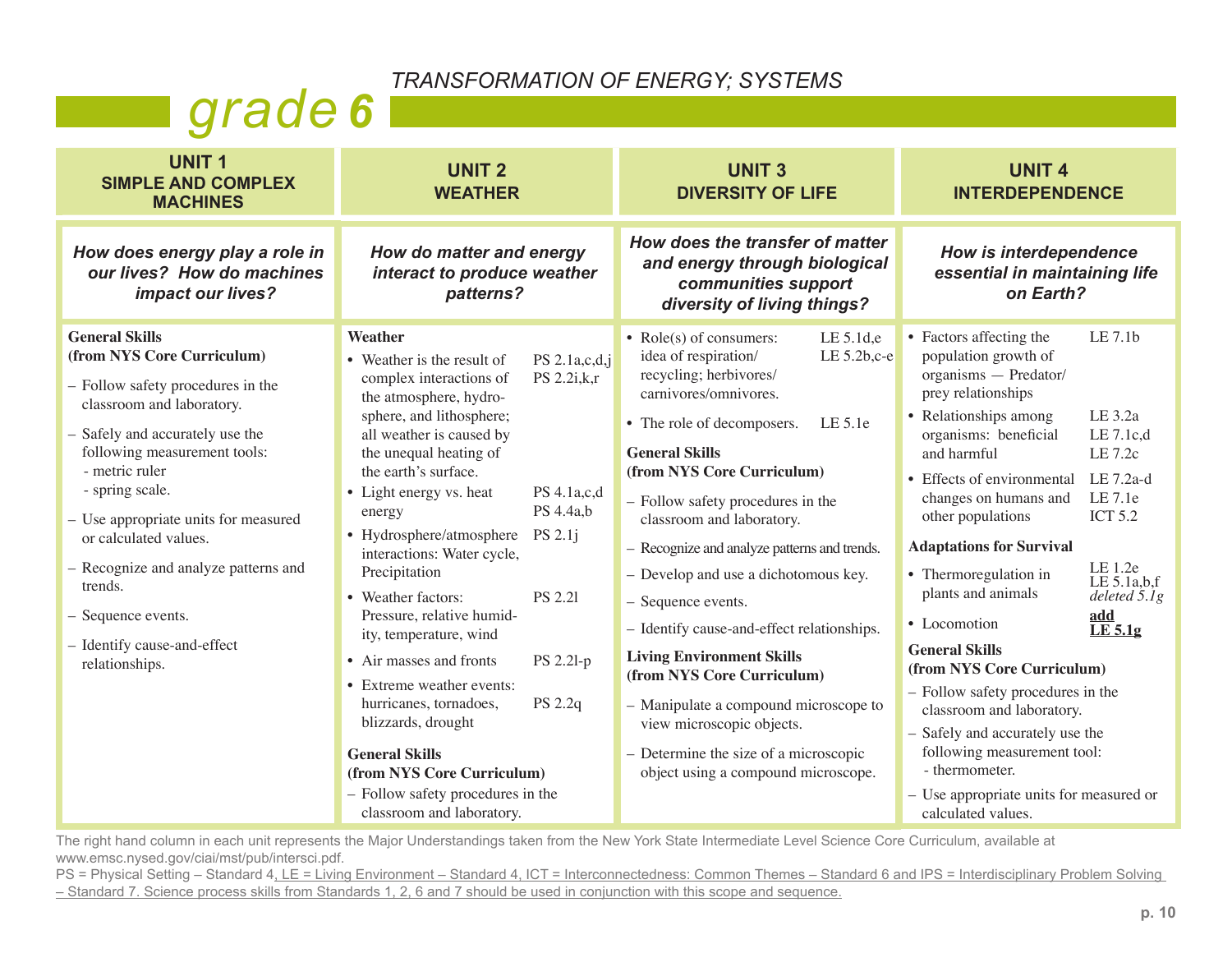# grade 6

## TRANSFORMATION OF ENERGY; SYSTEMS

### UNIT 1 — SIMPLE AND COMPLEX MACHINES

***How does energy play a role in our lives? How do machines impact our lives?***

**General Skills (from NYS Core Curriculum)**

- Follow safety procedures in the classroom and laboratory.
- Safely and accurately use the following measurement tools:
  - metric ruler
  - spring scale.
- Use appropriate units for measured or calculated values.
- Recognize and analyze patterns and trends.
- Sequence events.
- Identify cause-and-effect relationships.

### UNIT 2 — WEATHER

***How do matter and energy interact to produce weather patterns?***

**Weather**

| Topic | Major Understandings |
| --- | --- |
| • Weather is the result of complex interactions of the atmosphere, hydrosphere, and lithosphere; all weather is caused by the unequal heating of the earth's surface. | PS 2.1a,c,d,j<br>PS 2.2i,k,r |
| • Light energy vs. heat energy | PS 4.1a,c,d<br>PS 4.4a,b |
| • Hydrosphere/atmosphere interactions: Water cycle, Precipitation | PS 2.1j |
| • Weather factors: Pressure, relative humidity, temperature, wind | PS 2.2l |
| • Air masses and fronts | PS 2.2l-p |
| • Extreme weather events: hurricanes, tornadoes, blizzards, drought | PS 2.2q |

**General Skills (from NYS Core Curriculum)**

- Follow safety procedures in the classroom and laboratory.

### UNIT 3 — DIVERSITY OF LIFE

***How does the transfer of matter and energy through biological communities support diversity of living things?***

| Topic | Major Understandings |
| --- | --- |
| • Role(s) of consumers: idea of respiration/ recycling; herbivores/ carnivores/omnivores. | LE 5.1d,e<br>LE 5.2b,c-e |
| • The role of decomposers. | LE 5.1e |

**General Skills (from NYS Core Curriculum)**

- Follow safety procedures in the classroom and laboratory.
- Recognize and analyze patterns and trends.
- Develop and use a dichotomous key.
- Sequence events.
- Identify cause-and-effect relationships.

**Living Environment Skills (from NYS Core Curriculum)**

- Manipulate a compound microscope to view microscopic objects.
- Determine the size of a microscopic object using a compound microscope.

### UNIT 4 — INTERDEPENDENCE

***How is interdependence essential in maintaining life on Earth?***

| Topic | Major Understandings |
| --- | --- |
| • Factors affecting the population growth of organisms — Predator/ prey relationships | LE 7.1b |
| • Relationships among organisms: beneficial and harmful | LE 3.2a<br>LE 7.1c,d<br>LE 7.2c |
| • Effects of environmental changes on humans and other populations | LE 7.2a-d<br>LE 7.1e<br>ICT 5.2 |

**Adaptations for Survival**

| Topic | Major Understandings |
| --- | --- |
| • Thermoregulation in plants and animals | LE 1.2e<br>LE 5.1a,b,f<br>*deleted 5.1g* |
| • Locomotion | **add LE 5.1g** |

**General Skills (from NYS Core Curriculum)**

- Follow safety procedures in the classroom and laboratory.
- Safely and accurately use the following measurement tool:
  - thermometer.
- Use appropriate units for measured or calculated values.

The right hand column in each unit represents the Major Understandings taken from the New York State Intermediate Level Science Core Curriculum, available at www.emsc.nysed.gov/ciai/mst/pub/intersci.pdf.

PS = Physical Setting – Standard 4, LE = Living Environment – Standard 4, ICT = Interconnectedness: Common Themes – Standard 6 and IPS = Interdisciplinary Problem Solving – Standard 7. Science process skills from Standards 1, 2, 6 and 7 should be used in conjunction with this scope and sequence.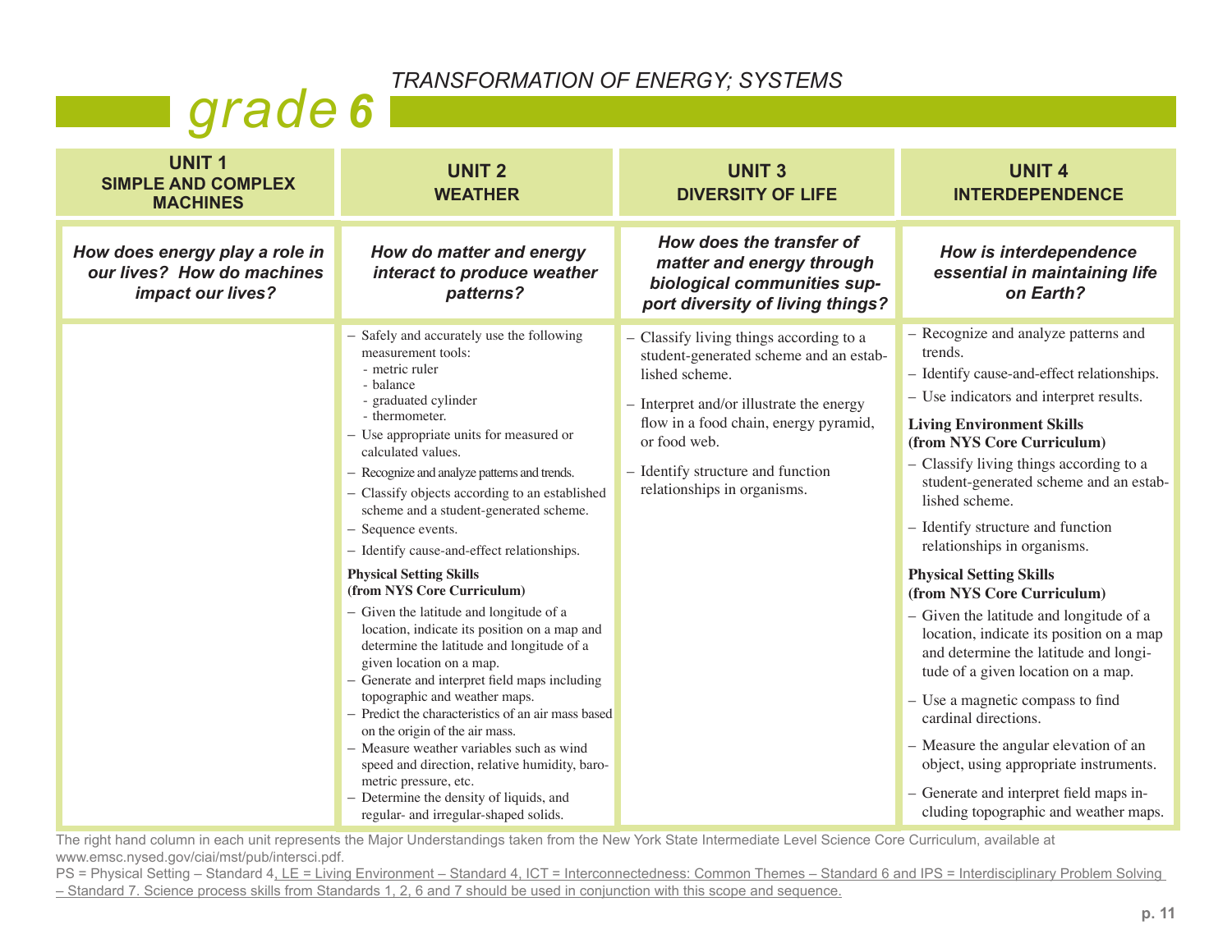# grade 6

## TRANSFORMATION OF ENERGY; SYSTEMS

| UNIT 1 SIMPLE AND COMPLEX MACHINES | UNIT 2 WEATHER | UNIT 3 DIVERSITY OF LIFE | UNIT 4 INTERDEPENDENCE |
|---|---|---|---|
| ***How does energy play a role in our lives? How do machines impact our lives?*** | ***How do matter and energy interact to produce weather patterns?*** | ***How does the transfer of matter and energy through biological communities support diversity of living things?*** | ***How is interdependence essential in maintaining life on Earth?*** |
| | – Safely and accurately use the following measurement tools:<br>- metric ruler<br>- balance<br>- graduated cylinder<br>- thermometer.<br>– Use appropriate units for measured or calculated values.<br>– Recognize and analyze patterns and trends.<br>– Classify objects according to an established scheme and a student-generated scheme.<br>– Sequence events.<br>– Identify cause-and-effect relationships.<br>**Physical Setting Skills (from NYS Core Curriculum)**<br>– Given the latitude and longitude of a location, indicate its position on a map and determine the latitude and longitude of a given location on a map.<br>– Generate and interpret field maps including topographic and weather maps.<br>– Predict the characteristics of an air mass based on the origin of the air mass.<br>– Measure weather variables such as wind speed and direction, relative humidity, barometric pressure, etc.<br>– Determine the density of liquids, and regular- and irregular-shaped solids. | – Classify living things according to a student-generated scheme and an established scheme.<br>– Interpret and/or illustrate the energy flow in a food chain, energy pyramid, or food web.<br>– Identify structure and function relationships in organisms. | – Recognize and analyze patterns and trends.<br>– Identify cause-and-effect relationships.<br>– Use indicators and interpret results.<br>**Living Environment Skills (from NYS Core Curriculum)**<br>– Classify living things according to a student-generated scheme and an established scheme.<br>– Identify structure and function relationships in organisms.<br>**Physical Setting Skills (from NYS Core Curriculum)**<br>– Given the latitude and longitude of a location, indicate its position on a map and determine the latitude and longitude of a given location on a map.<br>– Use a magnetic compass to find cardinal directions.<br>– Measure the angular elevation of an object, using appropriate instruments.<br>– Generate and interpret field maps including topographic and weather maps. |

The right hand column in each unit represents the Major Understandings taken from the New York State Intermediate Level Science Core Curriculum, available at www.emsc.nysed.gov/ciai/mst/pub/intersci.pdf.

PS = Physical Setting – Standard 4, LE = Living Environment – Standard 4, ICT = Interconnectedness: Common Themes – Standard 6 and IPS = Interdisciplinary Problem Solving – Standard 7. Science process skills from Standards 1, 2, 6 and 7 should be used in conjunction with this scope and sequence.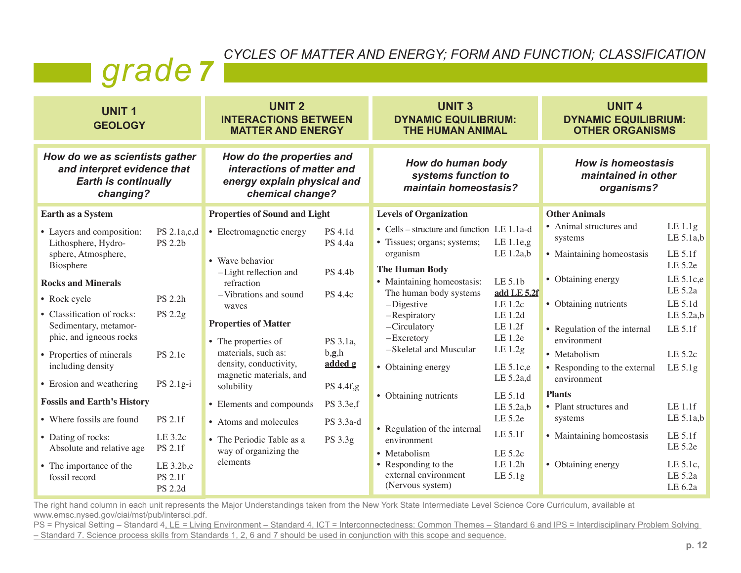# grade 7

## CYCLES OF MATTER AND ENERGY; FORM AND FUNCTION; CLASSIFICATION

### UNIT 1 — GEOLOGY

***How do we as scientists gather and interpret evidence that Earth is continually changing?***

**Earth as a System**

| Topic | Major Understandings |
|---|---|
| • Layers and composition: Lithosphere, Hydrosphere, Atmosphere, Biosphere | PS 2.1a,c,d<br>PS 2.2b |

**Rocks and Minerals**

| Topic | Major Understandings |
|---|---|
| • Rock cycle | PS 2.2h |
| • Classification of rocks: Sedimentary, metamorphic, and igneous rocks | PS 2.2g |
| • Properties of minerals including density | PS 2.1e |
| • Erosion and weathering | PS 2.1g-i |

**Fossils and Earth's History**

| Topic | Major Understandings |
|---|---|
| • Where fossils are found | PS 2.1f |
| • Dating of rocks: Absolute and relative age | LE 3.2c<br>PS 2.1f |
| • The importance of the fossil record | LE 3.2b,c<br>PS 2.1f<br>PS 2.2d |

### UNIT 2 — INTERACTIONS BETWEEN MATTER AND ENERGY

***How do the properties and interactions of matter and energy explain physical and chemical change?***

**Properties of Sound and Light**

| Topic | Major Understandings |
|---|---|
| • Electromagnetic energy | PS 4.1d<br>PS 4.4a |
| • Wave behavior<br>–Light reflection and refraction<br>–Vibrations and sound waves | <br>PS 4.4b<br>PS 4.4c |

**Properties of Matter**

| Topic | Major Understandings |
|---|---|
| • The properties of materials, such as: density, conductivity, magnetic materials, and solubility | PS 3.1a, b,**g**,h<br>**added g**<br>PS 4.4f,g |
| • Elements and compounds | PS 3.3e,f |
| • Atoms and molecules | PS 3.3a-d |
| • The Periodic Table as a way of organizing the elements | PS 3.3g |

### UNIT 3 — DYNAMIC EQUILIBRIUM: THE HUMAN ANIMAL

***How do human body systems function to maintain homeostasis?***

**Levels of Organization**

| Topic | Major Understandings |
|---|---|
| • Cells – structure and function | LE 1.1a-d |
| • Tissues; organs; systems; organism | LE 1.1e,g<br>LE 1.2a,b |

**The Human Body**

| Topic | Major Understandings |
|---|---|
| • Maintaining homeostasis: The human body systems | LE 5.1b<br>**add LE 5.2f** |
| –Digestive | LE 1.2c |
| –Respiratory | LE 1.2d |
| –Circulatory | LE 1.2f |
| –Excretory | LE 1.2e |
| –Skeletal and Muscular | LE 1.2g |
| • Obtaining energy | LE 5.1c,e<br>LE 5.2a,d |
| • Obtaining nutrients | LE 5.1d<br>LE 5.2a,b<br>LE 5.2e |
| • Regulation of the internal environment | LE 5.1f |
| • Metabolism | LE 5.2c |
| • Responding to the external environment (Nervous system) | LE 1.2h<br>LE 5.1g |

### UNIT 4 — DYNAMIC EQUILIBRIUM: OTHER ORGANISMS

***How is homeostasis maintained in other organisms?***

**Other Animals**

| Topic | Major Understandings |
|---|---|
| • Animal structures and systems | LE 1.1g<br>LE 5.1a,b |
| • Maintaining homeostasis | LE 5.1f<br>LE 5.2e |
| • Obtaining energy | LE 5.1c,e<br>LE 5.2a |
| • Obtaining nutrients | LE 5.1d<br>LE 5.2a,b |
| • Regulation of the internal environment | LE 5.1f |
| • Metabolism | LE 5.2c |
| • Responding to the external environment | LE 5.1g |

**Plants**

| Topic | Major Understandings |
|---|---|
| • Plant structures and systems | LE 1.1f<br>LE 5.1a,b |
| • Maintaining homeostasis | LE 5.1f<br>LE 5.2e |
| • Obtaining energy | LE 5.1c,<br>LE 5.2a<br>LE 6.2a |

The right hand column in each unit represents the Major Understandings taken from the New York State Intermediate Level Science Core Curriculum, available at www.emsc.nysed.gov/ciai/mst/pub/intersci.pdf.

PS = Physical Setting – Standard 4, LE = Living Environment – Standard 4, ICT = Interconnectedness: Common Themes – Standard 6 and IPS = Interdisciplinary Problem Solving – Standard 7. Science process skills from Standards 1, 2, 6 and 7 should be used in conjunction with this scope and sequence.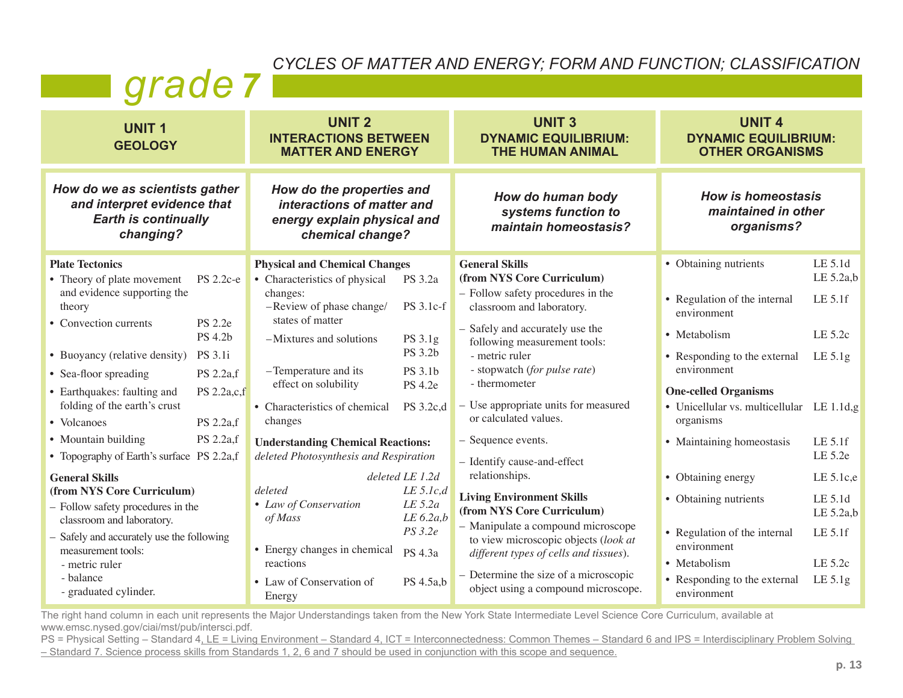# grade 7

## CYCLES OF MATTER AND ENERGY; FORM AND FUNCTION; CLASSIFICATION

## UNIT 1 GEOLOGY

***How do we as scientists gather and interpret evidence that Earth is continually changing?***

**Plate Tectonics**

| Topic | Major Understanding |
|---|---|
| • Theory of plate movement and evidence supporting the theory | PS 2.2c-e |
| • Convection currents | PS 2.2e<br>PS 4.2b |
| • Buoyancy (relative density) | PS 3.1i |
| • Sea-floor spreading | PS 2.2a,f |
| • Earthquakes: faulting and folding of the earth's crust | PS 2.2a,c,f |
| • Volcanoes | PS 2.2a,f |
| • Mountain building | PS 2.2a,f |
| • Topography of Earth's surface | PS 2.2a,f |

**General Skills (from NYS Core Curriculum)**

- Follow safety procedures in the classroom and laboratory.
- Safely and accurately use the following measurement tools:
  - metric ruler
  - balance
  - graduated cylinder.

## UNIT 2 INTERACTIONS BETWEEN MATTER AND ENERGY

***How do the properties and interactions of matter and energy explain physical and chemical change?***

**Physical and Chemical Changes**

| Topic | Major Understanding |
|---|---|
| • Characteristics of physical changes: | PS 3.2a |
| –Review of phase change/ states of matter | PS 3.1c-f |
| –Mixtures and solutions | PS 3.1g<br>PS 3.2b |
| –Temperature and its effect on solubility | PS 3.1b<br>PS 4.2e |
| • Characteristics of chemical changes | PS 3.2c,d |

**Understanding Chemical Reactions:** *deleted Photosynthesis and Respiration*

| Topic | Major Understanding |
|---|---|
| | *deleted LE 1.2d* |
| *deleted* | *LE 5.1c,d* |
| • *Law of Conservation of Mass* | *LE 5.2a*<br>*LE 6.2a,b*<br>*PS 3.2e* |
| • Energy changes in chemical reactions | PS 4.3a |
| • Law of Conservation of Energy | PS 4.5a,b |

## UNIT 3 DYNAMIC EQUILIBRIUM: THE HUMAN ANIMAL

***How do human body systems function to maintain homeostasis?***

**General Skills (from NYS Core Curriculum)**

- Follow safety procedures in the classroom and laboratory.
- Safely and accurately use the following measurement tools:
  - metric ruler
  - stopwatch (*for pulse rate*)
  - thermometer
- Use appropriate units for measured or calculated values.
- Sequence events.
- Identify cause-and-effect relationships.

**Living Environment Skills (from NYS Core Curriculum)**

- Manipulate a compound microscope to view microscopic objects (*look at different types of cells and tissues*).
- Determine the size of a microscopic object using a compound microscope.

## UNIT 4 DYNAMIC EQUILIBRIUM: OTHER ORGANISMS

***How is homeostasis maintained in other organisms?***

| Topic | Major Understanding |
|---|---|
| • Obtaining nutrients | LE 5.1d<br>LE 5.2a,b |
| • Regulation of the internal environment | LE 5.1f |
| • Metabolism | LE 5.2c |
| • Responding to the external environment | LE 5.1g |

**One-celled Organisms**

| Topic | Major Understanding |
|---|---|
| • Unicellular vs. multicellular organisms | LE 1.1d,g |
| • Maintaining homeostasis | LE 5.1f<br>LE 5.2e |
| • Obtaining energy | LE 5.1c,e |
| • Obtaining nutrients | LE 5.1d<br>LE 5.2a,b |
| • Regulation of the internal environment | LE 5.1f |
| • Metabolism | LE 5.2c |
| • Responding to the external environment | LE 5.1g |

The right hand column in each unit represents the Major Understandings taken from the New York State Intermediate Level Science Core Curriculum, available at www.emsc.nysed.gov/ciai/mst/pub/intersci.pdf.

PS = Physical Setting – Standard 4, LE = Living Environment – Standard 4, ICT = Interconnectedness: Common Themes – Standard 6 and IPS = Interdisciplinary Problem Solving – Standard 7. Science process skills from Standards 1, 2, 6 and 7 should be used in conjunction with this scope and sequence.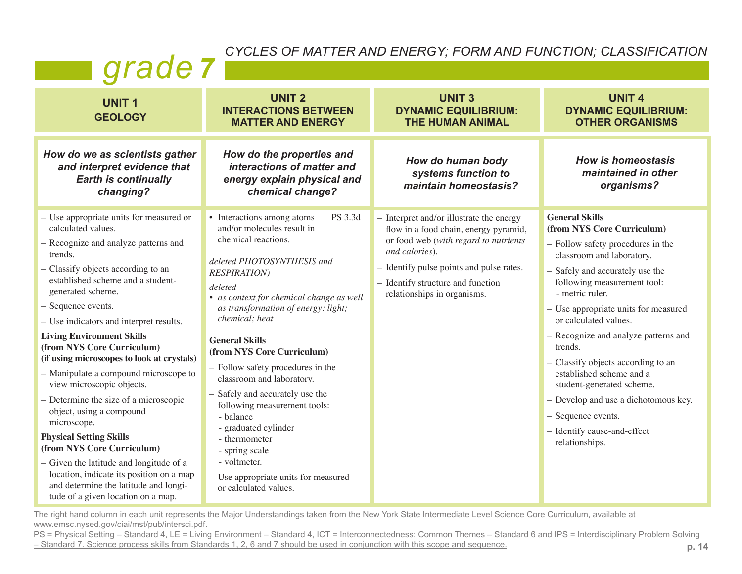# grade 7

CYCLES OF MATTER AND ENERGY; FORM AND FUNCTION; CLASSIFICATION

| UNIT 1<br>GEOLOGY | UNIT 2<br>INTERACTIONS BETWEEN MATTER AND ENERGY | UNIT 3<br>DYNAMIC EQUILIBRIUM: THE HUMAN ANIMAL | UNIT 4<br>DYNAMIC EQUILIBRIUM: OTHER ORGANISMS |
|---|---|---|---|
| ***How do we as scientists gather and interpret evidence that Earth is continually changing?*** | ***How do the properties and interactions of matter and energy explain physical and chemical change?*** | ***How do human body systems function to maintain homeostasis?*** | ***How is homeostasis maintained in other organisms?*** |
| – Use appropriate units for measured or calculated values.<br>– Recognize and analyze patterns and trends.<br>– Classify objects according to an established scheme and a student-generated scheme.<br>– Sequence events.<br>– Use indicators and interpret results.<br>**Living Environment Skills (from NYS Core Curriculum) (if using microscopes to look at crystals)**<br>– Manipulate a compound microscope to view microscopic objects.<br>– Determine the size of a microscopic object, using a compound microscope.<br>**Physical Setting Skills (from NYS Core Curriculum)**<br>– Given the latitude and longitude of a location, indicate its position on a map and determine the latitude and longitude of a given location on a map. | • Interactions among atoms and/or molecules result in chemical reactions. PS 3.3d<br><br>*deleted PHOTOSYNTHESIS and RESPIRATION)*<br>*deleted*<br>• *as context for chemical change as well as transformation of energy: light; chemical; heat*<br><br>**General Skills (from NYS Core Curriculum)**<br>– Follow safety procedures in the classroom and laboratory.<br>– Safely and accurately use the following measurement tools:<br>- balance<br>- graduated cylinder<br>- thermometer<br>- spring scale<br>- voltmeter.<br>– Use appropriate units for measured or calculated values. | – Interpret and/or illustrate the energy flow in a food chain, energy pyramid, or food web (*with regard to nutrients and calories*).<br>– Identify pulse points and pulse rates.<br>– Identify structure and function relationships in organisms. | **General Skills (from NYS Core Curriculum)**<br>– Follow safety procedures in the classroom and laboratory.<br>– Safely and accurately use the following measurement tool:<br>- metric ruler.<br>– Use appropriate units for measured or calculated values.<br>– Recognize and analyze patterns and trends.<br>– Classify objects according to an established scheme and a student-generated scheme.<br>– Develop and use a dichotomous key.<br>– Sequence events.<br>– Identify cause-and-effect relationships. |

The right hand column in each unit represents the Major Understandings taken from the New York State Intermediate Level Science Core Curriculum, available at www.emsc.nysed.gov/ciai/mst/pub/intersci.pdf.

PS = Physical Setting – Standard 4, LE = Living Environment – Standard 4, ICT = Interconnectedness: Common Themes – Standard 6 and IPS = Interdisciplinary Problem Solving – Standard 7. Science process skills from Standards 1, 2, 6 and 7 should be used in conjunction with this scope and sequence.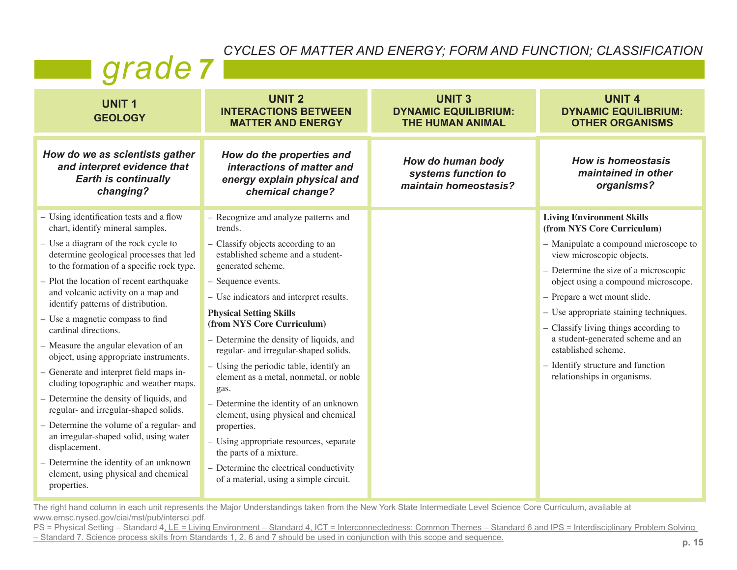# grade 7

## CYCLES OF MATTER AND ENERGY; FORM AND FUNCTION; CLASSIFICATION

| UNIT 1<br>GEOLOGY | UNIT 2<br>INTERACTIONS BETWEEN MATTER AND ENERGY | UNIT 3<br>DYNAMIC EQUILIBRIUM: THE HUMAN ANIMAL | UNIT 4<br>DYNAMIC EQUILIBRIUM: OTHER ORGANISMS |
|---|---|---|---|
| ***How do we as scientists gather and interpret evidence that Earth is continually changing?*** | ***How do the properties and interactions of matter and energy explain physical and chemical change?*** | ***How do human body systems function to maintain homeostasis?*** | ***How is homeostasis maintained in other organisms?*** |
| – Using identification tests and a flow chart, identify mineral samples.<br>– Use a diagram of the rock cycle to determine geological processes that led to the formation of a specific rock type.<br>– Plot the location of recent earthquake and volcanic activity on a map and identify patterns of distribution.<br>– Use a magnetic compass to find cardinal directions.<br>– Measure the angular elevation of an object, using appropriate instruments.<br>– Generate and interpret field maps including topographic and weather maps.<br>– Determine the density of liquids, and regular- and irregular-shaped solids.<br>– Determine the volume of a regular- and an irregular-shaped solid, using water displacement.<br>– Determine the identity of an unknown element, using physical and chemical properties. | – Recognize and analyze patterns and trends.<br>– Classify objects according to an established scheme and a student-generated scheme.<br>– Sequence events.<br>– Use indicators and interpret results.<br>**Physical Setting Skills (from NYS Core Curriculum)**<br>– Determine the density of liquids, and regular- and irregular-shaped solids.<br>– Using the periodic table, identify an element as a metal, nonmetal, or noble gas.<br>– Determine the identity of an unknown element, using physical and chemical properties.<br>– Using appropriate resources, separate the parts of a mixture.<br>– Determine the electrical conductivity of a material, using a simple circuit. | | **Living Environment Skills (from NYS Core Curriculum)**<br>– Manipulate a compound microscope to view microscopic objects.<br>– Determine the size of a microscopic object using a compound microscope.<br>– Prepare a wet mount slide.<br>– Use appropriate staining techniques.<br>– Classify living things according to a student-generated scheme and an established scheme.<br>– Identify structure and function relationships in organisms. |

The right hand column in each unit represents the Major Understandings taken from the New York State Intermediate Level Science Core Curriculum, available at www.emsc.nysed.gov/ciai/mst/pub/intersci.pdf.

PS = Physical Setting – Standard 4, LE = Living Environment – Standard 4, ICT = Interconnectedness: Common Themes – Standard 6 and IPS = Interdisciplinary Problem Solving – Standard 7. Science process skills from Standards 1, 2, 6 and 7 should be used in conjunction with this scope and sequence.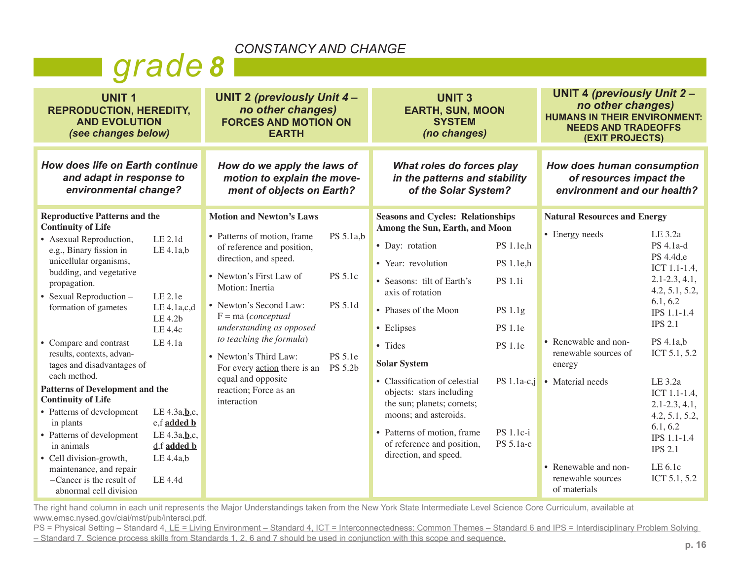# grade 8

## CONSTANCY AND CHANGE

| UNIT 1 REPRODUCTION, HEREDITY, AND EVOLUTION *(see changes below)* | UNIT 2 *(previously Unit 4 – no other changes)* FORCES AND MOTION ON EARTH | UNIT 3 EARTH, SUN, MOON SYSTEM *(no changes)* | UNIT 4 *(previously Unit 2 – no other changes)* HUMANS IN THEIR ENVIRONMENT: NEEDS AND TRADEOFFS (EXIT PROJECTS) |
|---|---|---|---|
| ***How does life on Earth continue and adapt in response to environmental change?*** | ***How do we apply the laws of motion to explain the movement of objects on Earth?*** | ***What roles do forces play in the patterns and stability of the Solar System?*** | ***How does human consumption of resources impact the environment and our health?*** |
| **Reproductive Patterns and the Continuity of Life**<br>• Asexual Reproduction, e.g., Binary fission in unicellular organisms, budding, and vegetative propagation. — LE 2.1d, LE 4.1a,b<br>• Sexual Reproduction – formation of gametes — LE 2.1e, LE 4.1a,c,d, LE 4.2b, LE 4.4c<br>• Compare and contrast results, contexts, advantages and disadvantages of each method. — LE 4.1a<br>**Patterns of Development and the Continuity of Life**<br>• Patterns of development in plants — LE 4.3a,**b**,c,e,f **added b**<br>• Patterns of development in animals — LE 4.3a,**b**,c,d,f **added b**<br>• Cell division-growth, maintenance, and repair — LE 4.4a,b<br>–Cancer is the result of abnormal cell division — LE 4.4d | **Motion and Newton's Laws**<br>• Patterns of motion, frame of reference and position, direction, and speed. — PS 5.1a,b<br>• Newton's First Law of Motion: Inertia — PS 5.1c<br>• Newton's Second Law: F = ma (*conceptual understanding as opposed to teaching the formula*) — PS 5.1d<br>• Newton's Third Law: For every action there is an equal and opposite reaction; Force as an interaction — PS 5.1e, PS 5.2b | **Seasons and Cycles: Relationships Among the Sun, Earth, and Moon**<br>• Day: rotation — PS 1.1e,h<br>• Year: revolution — PS 1.1e,h<br>• Seasons: tilt of Earth's axis of rotation — PS 1.1i<br>• Phases of the Moon — PS 1.1g<br>• Eclipses — PS 1.1e<br>• Tides — PS 1.1e<br>**Solar System**<br>• Classification of celestial objects: stars including the sun; planets; comets; moons; and asteroids. — PS 1.1a-c,j<br>• Patterns of motion, frame of reference and position, direction, and speed. — PS 1.1c-i, PS 5.1a-c | **Natural Resources and Energy**<br>• Energy needs — LE 3.2a, PS 4.1a-d, PS 4.4d,e, ICT 1.1-1.4, 2.1-2.3, 4.1, 4.2, 5.1, 5.2, 6.1, 6.2, IPS 1.1-1.4, IPS 2.1<br>• Renewable and non-renewable sources of energy — PS 4.1a,b, ICT 5.1, 5.2<br>• Material needs — LE 3.2a, ICT 1.1-1.4, 2.1-2.3, 4.1, 4.2, 5.1, 5.2, 6.1, 6.2, IPS 1.1-1.4, IPS 2.1<br>• Renewable and non-renewable sources of materials — LE 6.1c, ICT 5.1, 5.2 |

The right hand column in each unit represents the Major Understandings taken from the New York State Intermediate Level Science Core Curriculum, available at www.emsc.nysed.gov/ciai/mst/pub/intersci.pdf.

PS = Physical Setting – Standard 4, LE = Living Environment – Standard 4, ICT = Interconnectedness: Common Themes – Standard 6 and IPS = Interdisciplinary Problem Solving – Standard 7. Science process skills from Standards 1, 2, 6 and 7 should be used in conjunction with this scope and sequence.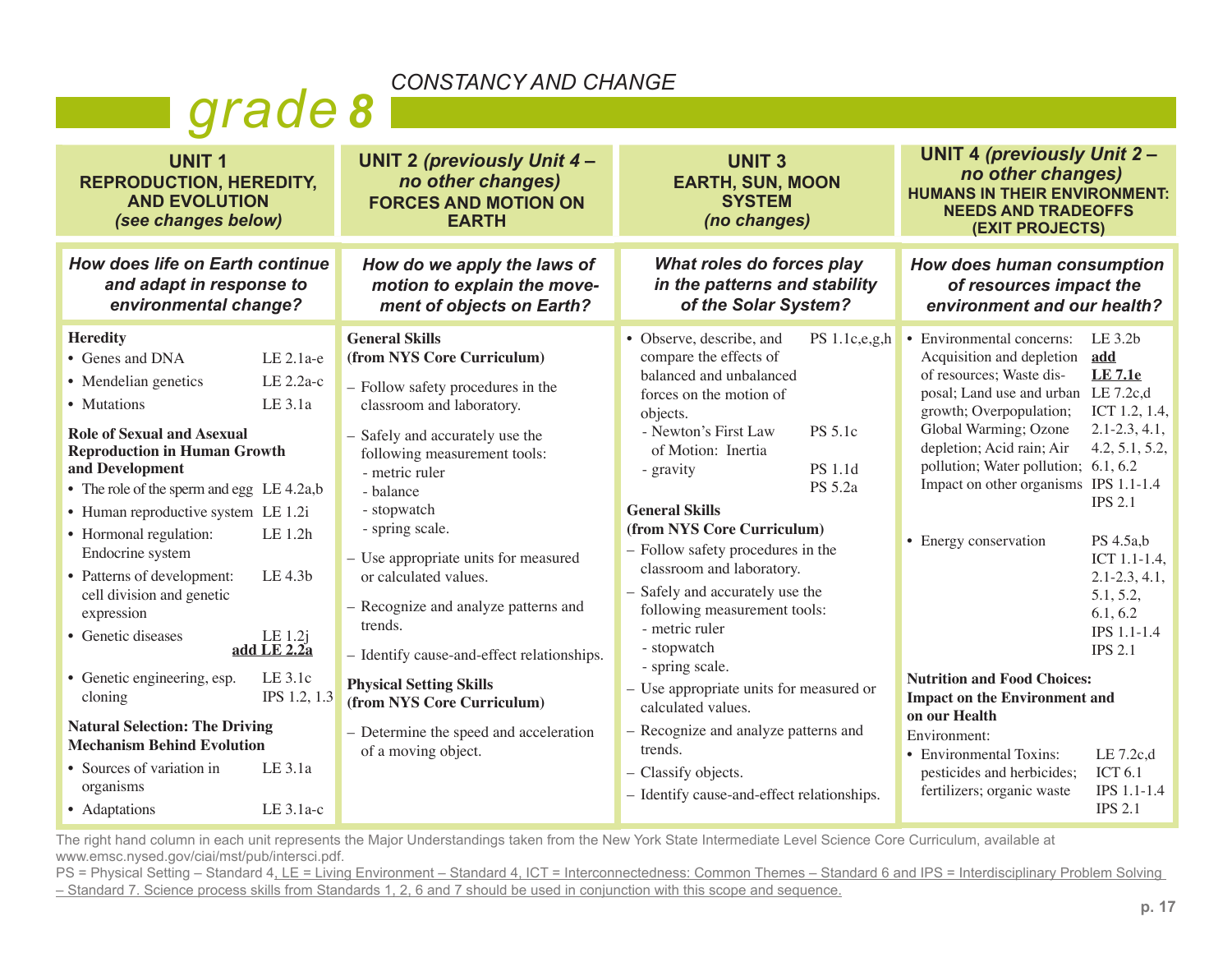# grade 8

## CONSTANCY AND CHANGE

### UNIT 1 — REPRODUCTION, HEREDITY, AND EVOLUTION *(see changes below)*

***How does life on Earth continue and adapt in response to environmental change?***

**Heredity**

| Topic | Major Understandings |
|---|---|
| • Genes and DNA | LE 2.1a-e |
| • Mendelian genetics | LE 2.2a-c |
| • Mutations | LE 3.1a |

**Role of Sexual and Asexual Reproduction in Human Growth and Development**

| Topic | Major Understandings |
|---|---|
| • The role of the sperm and egg | LE 4.2a,b |
| • Human reproductive system | LE 1.2i |
| • Hormonal regulation: Endocrine system | LE 1.2h |
| • Patterns of development: cell division and genetic expression | LE 4.3b |
| • Genetic diseases | LE 1.2j **add LE 2.2a** |
| • Genetic engineering, esp. cloning | LE 3.1c IPS 1.2, 1.3 |

**Natural Selection: The Driving Mechanism Behind Evolution**

| Topic | Major Understandings |
|---|---|
| • Sources of variation in organisms | LE 3.1a |
| • Adaptations | LE 3.1a-c |

### UNIT 2 *(previously Unit 4 – no other changes)* — FORCES AND MOTION ON EARTH

***How do we apply the laws of motion to explain the movement of objects on Earth?***

**General Skills (from NYS Core Curriculum)**

- Follow safety procedures in the classroom and laboratory.
- Safely and accurately use the following measurement tools:
  - metric ruler
  - balance
  - stopwatch
  - spring scale.
- Use appropriate units for measured or calculated values.
- Recognize and analyze patterns and trends.
- Identify cause-and-effect relationships.

**Physical Setting Skills (from NYS Core Curriculum)**

- Determine the speed and acceleration of a moving object.

### UNIT 3 — EARTH, SUN, MOON SYSTEM *(no changes)*

***What roles do forces play in the patterns and stability of the Solar System?***

| Topic | Major Understandings |
|---|---|
| • Observe, describe, and compare the effects of balanced and unbalanced forces on the motion of objects. | PS 1.1c,e,g,h |
| - Newton's First Law of Motion: Inertia | PS 5.1c |
| - gravity | PS 1.1d PS 5.2a |

**General Skills (from NYS Core Curriculum)**

- Follow safety procedures in the classroom and laboratory.
- Safely and accurately use the following measurement tools:
  - metric ruler
  - stopwatch
  - spring scale.
- Use appropriate units for measured or calculated values.
- Recognize and analyze patterns and trends.
- Classify objects.
- Identify cause-and-effect relationships.

### UNIT 4 *(previously Unit 2 – no other changes)* — HUMANS IN THEIR ENVIRONMENT: NEEDS AND TRADEOFFS (EXIT PROJECTS)

***How does human consumption of resources impact the environment and our health?***

| Topic | Major Understandings |
|---|---|
| • Environmental concerns: Acquisition and depletion of resources; Waste disposal; Land use and urban growth; Overpopulation; Global Warming; Ozone depletion; Acid rain; Air pollution; Water pollution; Impact on other organisms | LE 3.2b **add LE 7.1e** LE 7.2c,d ICT 1.2, 1.4, 2.1-2.3, 4.1, 4.2, 5.1, 5.2, 6.1, 6.2 IPS 1.1-1.4 IPS 2.1 |
| • Energy conservation | PS 4.5a,b ICT 1.1-1.4, 2.1-2.3, 4.1, 5.1, 5.2, 6.1, 6.2 IPS 1.1-1.4 IPS 2.1 |

**Nutrition and Food Choices: Impact on the Environment and on our Health**

Environment:

| Topic | Major Understandings |
|---|---|
| • Environmental Toxins: pesticides and herbicides; fertilizers; organic waste | LE 7.2c,d ICT 6.1 IPS 1.1-1.4 IPS 2.1 |

The right hand column in each unit represents the Major Understandings taken from the New York State Intermediate Level Science Core Curriculum, available at www.emsc.nysed.gov/ciai/mst/pub/intersci.pdf.

PS = Physical Setting – Standard 4, LE = Living Environment – Standard 4, ICT = Interconnectedness: Common Themes – Standard 6 and IPS = Interdisciplinary Problem Solving – Standard 7. Science process skills from Standards 1, 2, 6 and 7 should be used in conjunction with this scope and sequence.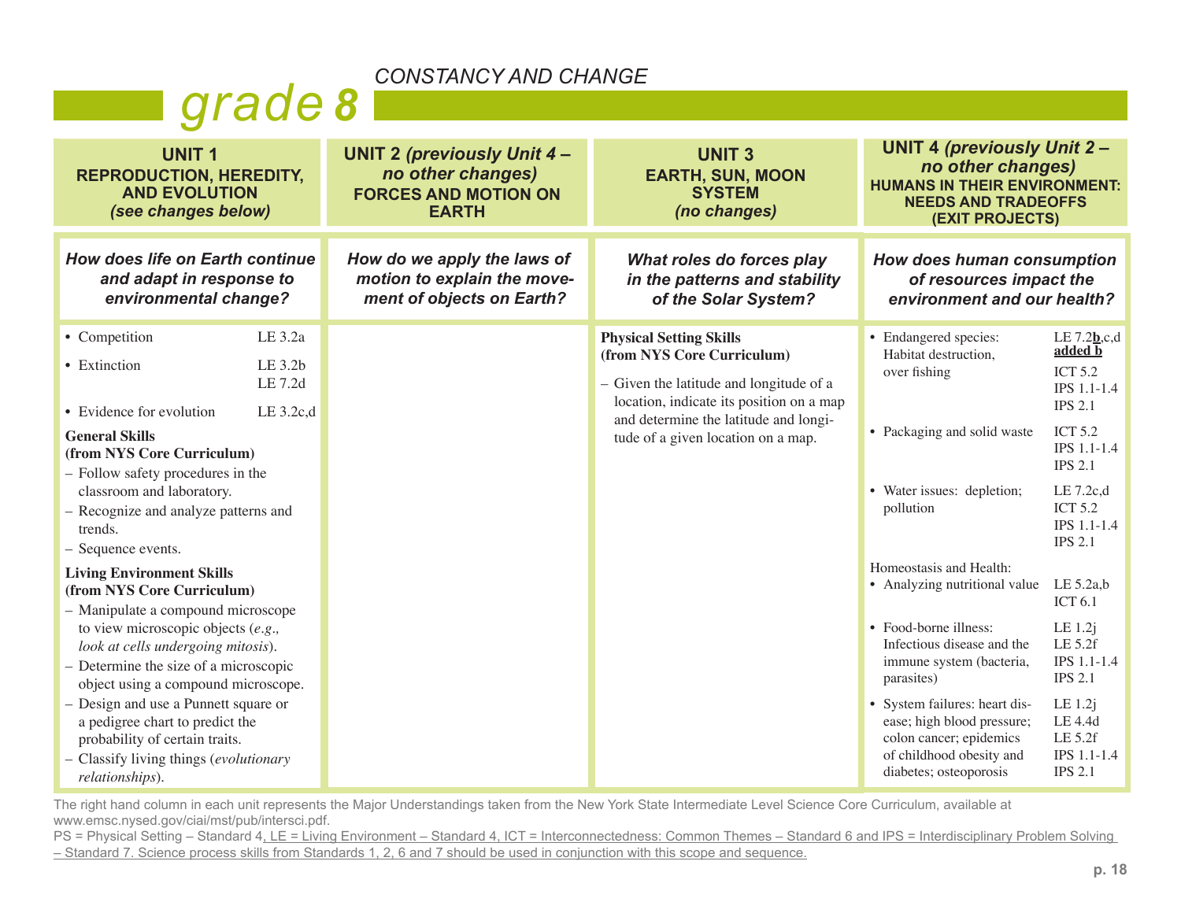# grade 8

CONSTANCY AND CHANGE

| **UNIT 1**<br>**REPRODUCTION, HEREDITY, AND EVOLUTION**<br>*(see changes below)* | **UNIT 2** *(previously Unit 4 – no other changes)*<br>**FORCES AND MOTION ON EARTH** | **UNIT 3**<br>**EARTH, SUN, MOON SYSTEM**<br>*(no changes)* | **UNIT 4** *(previously Unit 2 – no other changes)*<br>**HUMANS IN THEIR ENVIRONMENT: NEEDS AND TRADEOFFS (EXIT PROJECTS)** |
|---|---|---|---|
| ***How does life on Earth continue and adapt in response to environmental change?*** | ***How do we apply the laws of motion to explain the movement of objects on Earth?*** | ***What roles do forces play in the patterns and stability of the Solar System?*** | ***How does human consumption of resources impact the environment and our health?*** |
| • Competition — LE 3.2a<br>• Extinction — LE 3.2b, LE 7.2d<br>• Evidence for evolution — LE 3.2c,d<br><br>**General Skills (from NYS Core Curriculum)**<br>– Follow safety procedures in the classroom and laboratory.<br>– Recognize and analyze patterns and trends.<br>– Sequence events.<br><br>**Living Environment Skills (from NYS Core Curriculum)**<br>– Manipulate a compound microscope to view microscopic objects (*e.g., look at cells undergoing mitosis*).<br>– Determine the size of a microscopic object using a compound microscope.<br>– Design and use a Punnett square or a pedigree chart to predict the probability of certain traits.<br>– Classify living things (*evolutionary relationships*). | | **Physical Setting Skills (from NYS Core Curriculum)**<br>– Given the latitude and longitude of a location, indicate its position on a map and determine the latitude and longitude of a given location on a map. | • Endangered species: Habitat destruction, over fishing — LE 7.2**b**,c,d <u>**added b**</u>, ICT 5.2, IPS 1.1-1.4, IPS 2.1<br>• Packaging and solid waste — ICT 5.2, IPS 1.1-1.4, IPS 2.1<br>• Water issues: depletion; pollution — LE 7.2c,d, ICT 5.2, IPS 1.1-1.4, IPS 2.1<br><br>Homeostasis and Health:<br>• Analyzing nutritional value — LE 5.2a,b, ICT 6.1<br>• Food-borne illness: Infectious disease and the immune system (bacteria, parasites) — LE 1.2j, LE 5.2f, IPS 1.1-1.4, IPS 2.1<br>• System failures: heart disease; high blood pressure; colon cancer; epidemics of childhood obesity and diabetes; osteoporosis — LE 1.2j, LE 4.4d, LE 5.2f, IPS 1.1-1.4, IPS 2.1 |

The right hand column in each unit represents the Major Understandings taken from the New York State Intermediate Level Science Core Curriculum, available at www.emsc.nysed.gov/ciai/mst/pub/intersci.pdf.

PS = Physical Setting – Standard 4<u>, LE = Living Environment – Standard 4, ICT = Interconnectedness: Common Themes – Standard 6 and IPS = Interdisciplinary Problem Solving – Standard 7. Science process skills from Standards 1, 2, 6 and 7 should be used in conjunction with this scope and sequence.</u>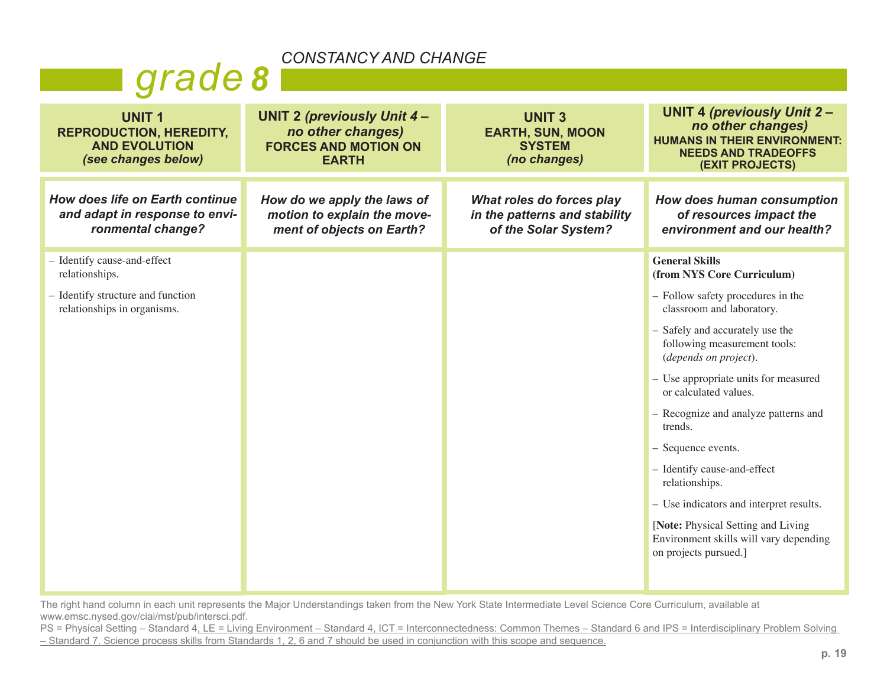## CONSTANCY AND CHANGE

# grade 8

| UNIT 1 REPRODUCTION, HEREDITY, AND EVOLUTION *(see changes below)* | UNIT 2 *(previously Unit 4 – no other changes)* FORCES AND MOTION ON EARTH | UNIT 3 EARTH, SUN, MOON SYSTEM *(no changes)* | UNIT 4 *(previously Unit 2 – no other changes)* HUMANS IN THEIR ENVIRONMENT: NEEDS AND TRADEOFFS (EXIT PROJECTS) |
|---|---|---|---|
| ***How does life on Earth continue and adapt in response to environmental change?*** | ***How do we apply the laws of motion to explain the movement of objects on Earth?*** | ***What roles do forces play in the patterns and stability of the Solar System?*** | ***How does human consumption of resources impact the environment and our health?*** |
| – Identify cause-and-effect relationships.<br>– Identify structure and function relationships in organisms. | | | **General Skills (from NYS Core Curriculum)**<br>– Follow safety procedures in the classroom and laboratory.<br>– Safely and accurately use the following measurement tools: (*depends on project*).<br>– Use appropriate units for measured or calculated values.<br>– Recognize and analyze patterns and trends.<br>– Sequence events.<br>– Identify cause-and-effect relationships.<br>– Use indicators and interpret results.<br>[**Note:** Physical Setting and Living Environment skills will vary depending on projects pursued.] |

The right hand column in each unit represents the Major Understandings taken from the New York State Intermediate Level Science Core Curriculum, available at www.emsc.nysed.gov/ciai/mst/pub/intersci.pdf.

PS = Physical Setting – Standard 4, LE = Living Environment – Standard 4, ICT = Interconnectedness: Common Themes – Standard 6 and IPS = Interdisciplinary Problem Solving – Standard 7. Science process skills from Standards 1, 2, 6 and 7 should be used in conjunction with this scope and sequence.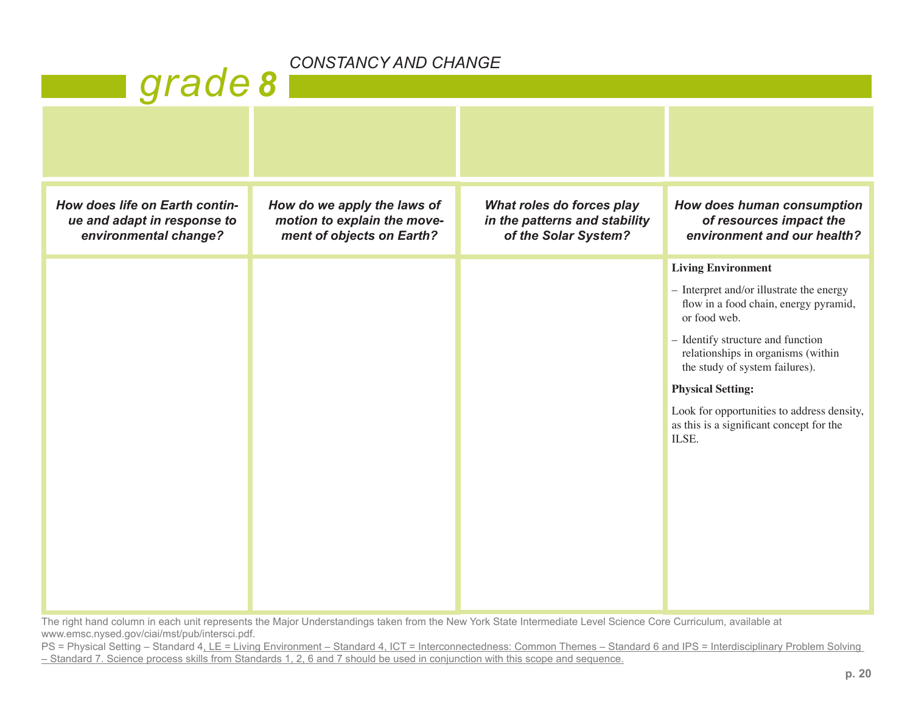# grade 8

*CONSTANCY AND CHANGE*

| *How does life on Earth continue and adapt in response to environmental change?* | *How do we apply the laws of motion to explain the movement of objects on Earth?* | *What roles do forces play in the patterns and stability of the Solar System?* | *How does human consumption of resources impact the environment and our health?* |
|---|---|---|---|
| | | | **Living Environment**<br>– Interpret and/or illustrate the energy flow in a food chain, energy pyramid, or food web.<br>– Identify structure and function relationships in organisms (within the study of system failures).<br>**Physical Setting:**<br>Look for opportunities to address density, as this is a significant concept for the ILSE. |

The right hand column in each unit represents the Major Understandings taken from the New York State Intermediate Level Science Core Curriculum, available at www.emsc.nysed.gov/ciai/mst/pub/intersci.pdf.

PS = Physical Setting – Standard 4, LE = Living Environment – Standard 4, ICT = Interconnectedness: Common Themes – Standard 6 and IPS = Interdisciplinary Problem Solving – Standard 7. Science process skills from Standards 1, 2, 6 and 7 should be used in conjunction with this scope and sequence.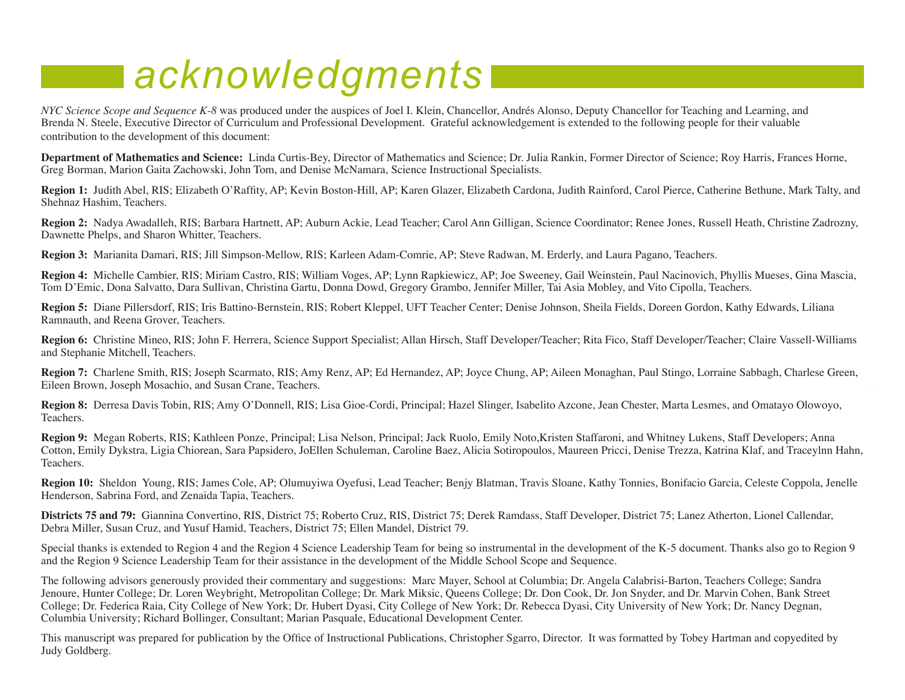# acknowledgments

*NYC Science Scope and Sequence K-8* was produced under the auspices of Joel I. Klein, Chancellor, Andrés Alonso, Deputy Chancellor for Teaching and Learning, and Brenda N. Steele, Executive Director of Curriculum and Professional Development. Grateful acknowledgement is extended to the following people for their valuable contribution to the development of this document:

**Department of Mathematics and Science:** Linda Curtis-Bey, Director of Mathematics and Science; Dr. Julia Rankin, Former Director of Science; Roy Harris, Frances Horne, Greg Borman, Marion Gaita Zachowski, John Tom, and Denise McNamara, Science Instructional Specialists.

**Region 1:** Judith Abel, RIS; Elizabeth O'Raffity, AP; Kevin Boston-Hill, AP; Karen Glazer, Elizabeth Cardona, Judith Rainford, Carol Pierce, Catherine Bethune, Mark Talty, and Shehnaz Hashim, Teachers.

**Region 2:** Nadya Awadalleh, RIS; Barbara Hartnett, AP; Auburn Ackie, Lead Teacher; Carol Ann Gilligan, Science Coordinator; Renee Jones, Russell Heath, Christine Zadrozny, Dawnette Phelps, and Sharon Whitter, Teachers.

**Region 3:** Marianita Damari, RIS; Jill Simpson-Mellow, RIS; Karleen Adam-Comrie, AP; Steve Radwan, M. Erderly, and Laura Pagano, Teachers.

**Region 4:** Michelle Cambier, RIS; Miriam Castro, RIS; William Voges, AP; Lynn Rapkiewicz, AP; Joe Sweeney, Gail Weinstein, Paul Nacinovich, Phyllis Mueses, Gina Mascia, Tom D'Emic, Dona Salvatto, Dara Sullivan, Christina Gartu, Donna Dowd, Gregory Grambo, Jennifer Miller, Tai Asia Mobley, and Vito Cipolla, Teachers.

**Region 5:** Diane Pillersdorf, RIS; Iris Battino-Bernstein, RIS; Robert Kleppel, UFT Teacher Center; Denise Johnson, Sheila Fields, Doreen Gordon, Kathy Edwards, Liliana Ramnauth, and Reena Grover, Teachers.

**Region 6:** Christine Mineo, RIS; John F. Herrera, Science Support Specialist; Allan Hirsch, Staff Developer/Teacher; Rita Fico, Staff Developer/Teacher; Claire Vassell-Williams and Stephanie Mitchell, Teachers.

**Region 7:** Charlene Smith, RIS; Joseph Scarmato, RIS; Amy Renz, AP; Ed Hernandez, AP; Joyce Chung, AP; Aileen Monaghan, Paul Stingo, Lorraine Sabbagh, Charlese Green, Eileen Brown, Joseph Mosachio, and Susan Crane, Teachers.

**Region 8:** Derresa Davis Tobin, RIS; Amy O'Donnell, RIS; Lisa Gioe-Cordi, Principal; Hazel Slinger, Isabelito Azcone, Jean Chester, Marta Lesmes, and Omatayo Olowoyo, Teachers.

**Region 9:** Megan Roberts, RIS; Kathleen Ponze, Principal; Lisa Nelson, Principal; Jack Ruolo, Emily Noto,Kristen Staffaroni, and Whitney Lukens, Staff Developers; Anna Cotton, Emily Dykstra, Ligia Chiorean, Sara Papsidero, JoEllen Schuleman, Caroline Baez, Alicia Sotiropoulos, Maureen Pricci, Denise Trezza, Katrina Klaf, and Traceylnn Hahn, Teachers.

**Region 10:** Sheldon Young, RIS; James Cole, AP; Olumuyiwa Oyefusi, Lead Teacher; Benjy Blatman, Travis Sloane, Kathy Tonnies, Bonifacio Garcia, Celeste Coppola, Jenelle Henderson, Sabrina Ford, and Zenaida Tapia, Teachers.

**Districts 75 and 79:** Giannina Convertino, RIS, District 75; Roberto Cruz, RIS, District 75; Derek Ramdass, Staff Developer, District 75; Lanez Atherton, Lionel Callendar, Debra Miller, Susan Cruz, and Yusuf Hamid, Teachers, District 75; Ellen Mandel, District 79.

Special thanks is extended to Region 4 and the Region 4 Science Leadership Team for being so instrumental in the development of the K-5 document. Thanks also go to Region 9 and the Region 9 Science Leadership Team for their assistance in the development of the Middle School Scope and Sequence.

The following advisors generously provided their commentary and suggestions: Marc Mayer, School at Columbia; Dr. Angela Calabrisi-Barton, Teachers College; Sandra Jenoure, Hunter College; Dr. Loren Weybright, Metropolitan College; Dr. Mark Miksic, Queens College; Dr. Don Cook, Dr. Jon Snyder, and Dr. Marvin Cohen, Bank Street College; Dr. Federica Raia, City College of New York; Dr. Hubert Dyasi, City College of New York; Dr. Rebecca Dyasi, City University of New York; Dr. Nancy Degnan, Columbia University; Richard Bollinger, Consultant; Marian Pasquale, Educational Development Center.

This manuscript was prepared for publication by the Office of Instructional Publications, Christopher Sgarro, Director. It was formatted by Tobey Hartman and copyedited by Judy Goldberg.